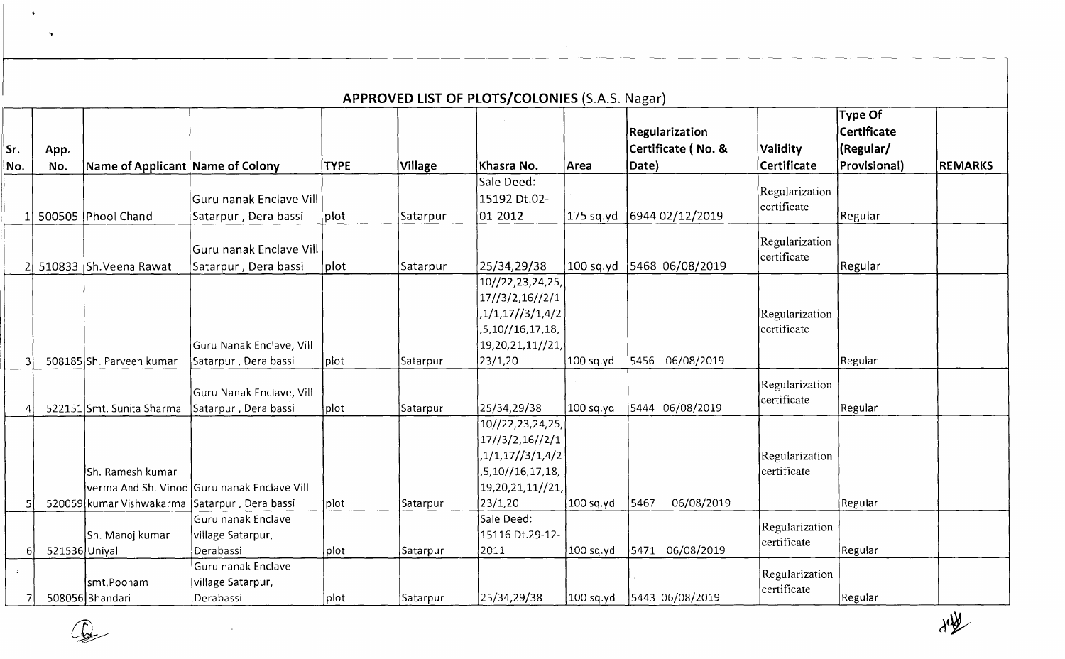## APPROVED LIST OF PLOTS/COLONIES (S.A.S. Nagar)

| Sr. No. | App. No. | Name of Applicant | Name of Colony | TYPE | Village | Khasra No. | Area | Regularization Certificate ( No. & Date) | Validity Certificate | Type Of Certificate (Regular/ Provisional) | REMARKS |
|---|---|---|---|---|---|---|---|---|---|---|---|
| 1 | 500505 | Phool Chand | Guru nanak Enclave Vill Satarpur , Dera bassi | plot | Satarpur | Sale Deed: 15192 Dt.02-01-2012 | 175 sq.yd | 6944 02/12/2019 | Regularization certificate | Regular | |
| 2 | 510833 | Sh.Veena Rawat | Guru nanak Enclave Vill Satarpur , Dera bassi | plot | Satarpur | 25/34,29/38 | 100 sq.yd | 5468 06/08/2019 | Regularization certificate | Regular | |
| 3 | 508185 | Sh. Parveen kumar | Guru Nanak Enclave, Vill Satarpur , Dera bassi | plot | Satarpur | 10//22,23,24,25, 17//3/2,16//2/1 ,1/1,17//3/1,4/2 ,5,10//16,17,18, 19,20,21,11//21, 23/1,20 | 100 sq.yd | 5456 06/08/2019 | Regularization certificate | Regular | |
| 4 | 522151 | Smt. Sunita Sharma | Guru Nanak Enclave, Vill Satarpur , Dera bassi | plot | Satarpur | 25/34,29/38 | 100 sq.yd | 5444 06/08/2019 | Regularization certificate | Regular | |
| 5 | 520059 | Sh. Ramesh kumar verma And Sh. Vinod kumar Vishwakarma | Guru nanak Enclave Vill Satarpur , Dera bassi | plot | Satarpur | 10//22,23,24,25, 17//3/2,16//2/1 ,1/1,17//3/1,4/2 ,5,10//16,17,18, 19,20,21,11//21, 23/1,20 | 100 sq.yd | 5467 06/08/2019 | Regularization certificate | Regular | |
| 6 | 521536 | Sh. Manoj kumar Uniyal | Guru nanak Enclave village Satarpur, Derabassi | plot | Satarpur | Sale Deed: 15116 Dt.29-12-2011 | 100 sq.yd | 5471 06/08/2019 | Regularization certificate | Regular | |
| 7 | 508056 | smt.Poonam Bhandari | Guru nanak Enclave village Satarpur, Derabassi | plot | Satarpur | 25/34,29/38 | 100 sq.yd | 5443 06/08/2019 | Regularization certificate | Regular | |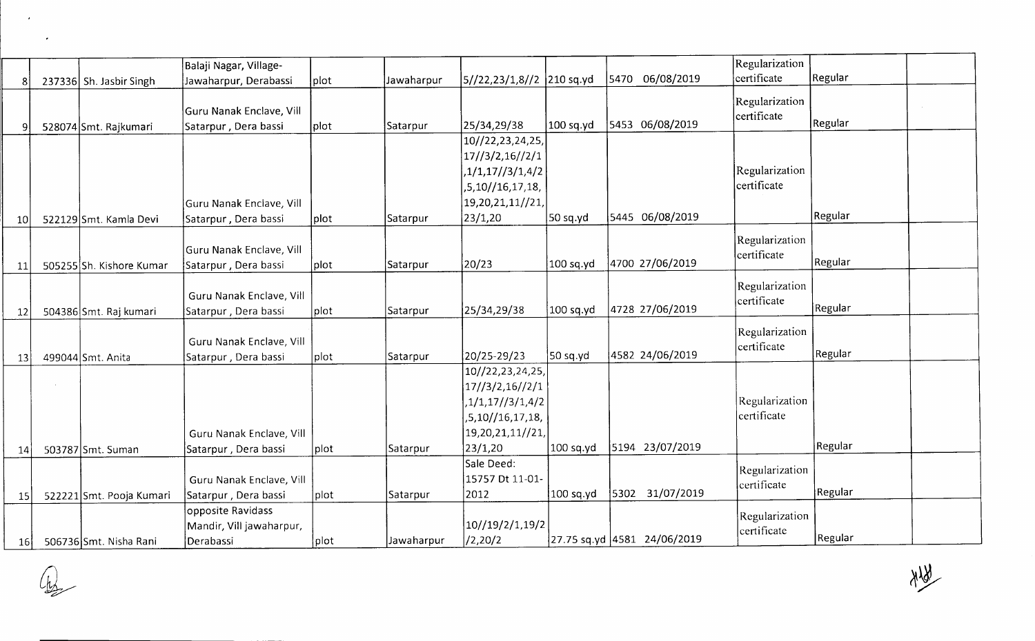| 8 | 237336 | Sh. Jasbir Singh | Balaji Nagar, Village-Jawaharpur, Derabassi | plot | Jawaharpur | 5//22,23/1,8//2 | 210 sq.yd | 5470 06/08/2019 | Regularization certificate | Regular | |
|---|---|---|---|---|---|---|---|---|---|---|---|
| 9 | 528074 | Smt. Rajkumari | Guru Nanak Enclave, Vill Satarpur , Dera bassi | plot | Satarpur | 25/34,29/38 | 100 sq.yd | 5453 06/08/2019 | Regularization certificate | Regular | |
| 10 | 522129 | Smt. Kamla Devi | Guru Nanak Enclave, Vill Satarpur , Dera bassi | plot | Satarpur | 10//22,23,24,25,17//3/2,16//2/1,1/1,17//3/1,4/2,5,10//16,17,18,19,20,21,11//21,23/1,20 | 50 sq.yd | 5445 06/08/2019 | Regularization certificate | Regular | |
| 11 | 505255 | Sh. Kishore Kumar | Guru Nanak Enclave, Vill Satarpur , Dera bassi | plot | Satarpur | 20/23 | 100 sq.yd | 4700 27/06/2019 | Regularization certificate | Regular | |
| 12 | 504386 | Smt. Raj kumari | Guru Nanak Enclave, Vill Satarpur , Dera bassi | plot | Satarpur | 25/34,29/38 | 100 sq.yd | 4728 27/06/2019 | Regularization certificate | Regular | |
| 13 | 499044 | Smt. Anita | Guru Nanak Enclave, Vill Satarpur , Dera bassi | plot | Satarpur | 20/25-29/23 | 50 sq.yd | 4582 24/06/2019 | Regularization certificate | Regular | |
| 14 | 503787 | Smt. Suman | Guru Nanak Enclave, Vill Satarpur , Dera bassi | plot | Satarpur | 10//22,23,24,25,17//3/2,16//2/1,1/1,17//3/1,4/2,5,10//16,17,18,19,20,21,11//21,23/1,20 | 100 sq.yd | 5194 23/07/2019 | Regularization certificate | Regular | |
| 15 | 522221 | Smt. Pooja Kumari | Guru Nanak Enclave, Vill Satarpur , Dera bassi | plot | Satarpur | Sale Deed: 15757 Dt 11-01-2012 | 100 sq.yd | 5302 31/07/2019 | Regularization certificate | Regular | |
| 16 | 506736 | Smt. Nisha Rani | opposite Ravidass Mandir, Vill jawaharpur, Derabassi | plot | Jawaharpur | 10//19/2/1,19/2/2,20/2 | 27.75 sq.yd | 4581 24/06/2019 | Regularization certificate | Regular | |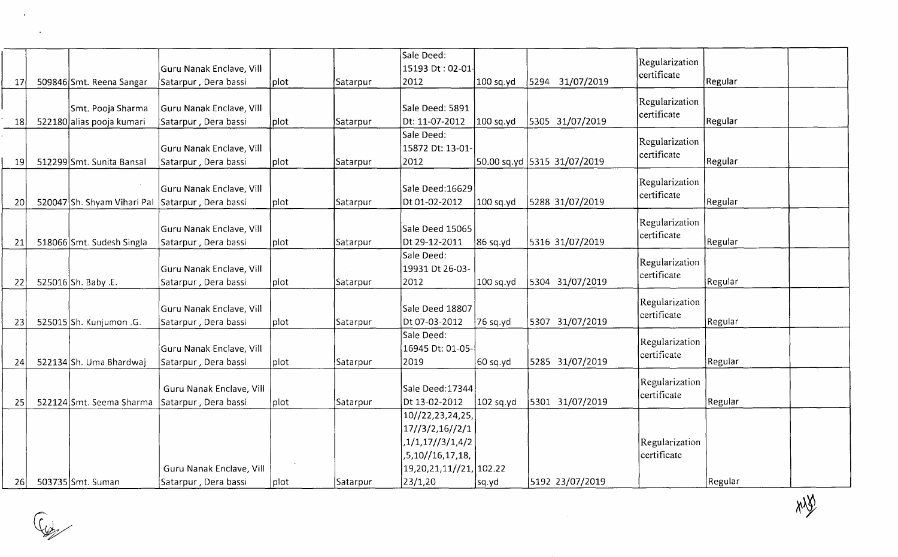| | | | | | | | | | | |
|---|---|---|---|---|---|---|---|---|---|---|
| 17 | 509846 | Smt. Reena Sangar | Guru Nanak Enclave, Vill Satarpur , Dera bassi | plot | Satarpur | Sale Deed: 15193 Dt : 02-01-2012 | 100 sq.yd | 5294 31/07/2019 | Regularization certificate | Regular | |
| 18 | 522180 | Smt. Pooja Sharma alias pooja kumari | Guru Nanak Enclave, Vill Satarpur , Dera bassi | plot | Satarpur | Sale Deed: 5891 Dt: 11-07-2012 | 100 sq.yd | 5305 31/07/2019 | Regularization certificate | Regular | |
| 19 | 512299 | Smt. Sunita Bansal | Guru Nanak Enclave, Vill Satarpur , Dera bassi | plot | Satarpur | Sale Deed: 15872 Dt: 13-01-2012 | 50.00 sq.yd | 5315 31/07/2019 | Regularization certificate | Regular | |
| 20 | 520047 | Sh. Shyam Vihari Pal | Guru Nanak Enclave, Vill Satarpur , Dera bassi | plot | Satarpur | Sale Deed:16629 Dt 01-02-2012 | 100 sq.yd | 5288 31/07/2019 | Regularization certificate | Regular | |
| 21 | 518066 | Smt. Sudesh Singla | Guru Nanak Enclave, Vill Satarpur , Dera bassi | plot | Satarpur | Sale Deed 15065 Dt 29-12-2011 | 86 sq.yd | 5316 31/07/2019 | Regularization certificate | Regular | |
| 22 | 525016 | Sh. Baby .E. | Guru Nanak Enclave, Vill Satarpur , Dera bassi | plot | Satarpur | Sale Deed: 19931 Dt 26-03-2012 | 100 sq.yd | 5304 31/07/2019 | Regularization certificate | Regular | |
| 23 | 525015 | Sh. Kunjumon .G. | Guru Nanak Enclave, Vill Satarpur , Dera bassi | plot | Satarpur | Sale Deed 18807 Dt 07-03-2012 | 76 sq.yd | 5307 31/07/2019 | Regularization certificate | Regular | |
| 24 | 522134 | Sh. Uma Bhardwaj | Guru Nanak Enclave, Vill Satarpur , Dera bassi | plot | Satarpur | Sale Deed: 16945 Dt: 01-05-2019 | 60 sq.yd | 5285 31/07/2019 | Regularization certificate | Regular | |
| 25 | 522124 | Smt. Seema Sharma | Guru Nanak Enclave, Vill Satarpur , Dera bassi | plot | Satarpur | Sale Deed:17344 Dt 13-02-2012 | 102 sq.yd | 5301 31/07/2019 | Regularization certificate | Regular | |
| 26 | 503735 | Smt. Suman | Guru Nanak Enclave, Vill Satarpur , Dera bassi | plot | Satarpur | 10//22,23,24,25, 17//3/2,16//2/1 ,1/1,17//3/1,4/2 ,5,10//16,17,18, 19,20,21,11//21, 23/1,20 | 102.22 sq.yd | 5192 23/07/2019 | Regularization certificate | Regular | |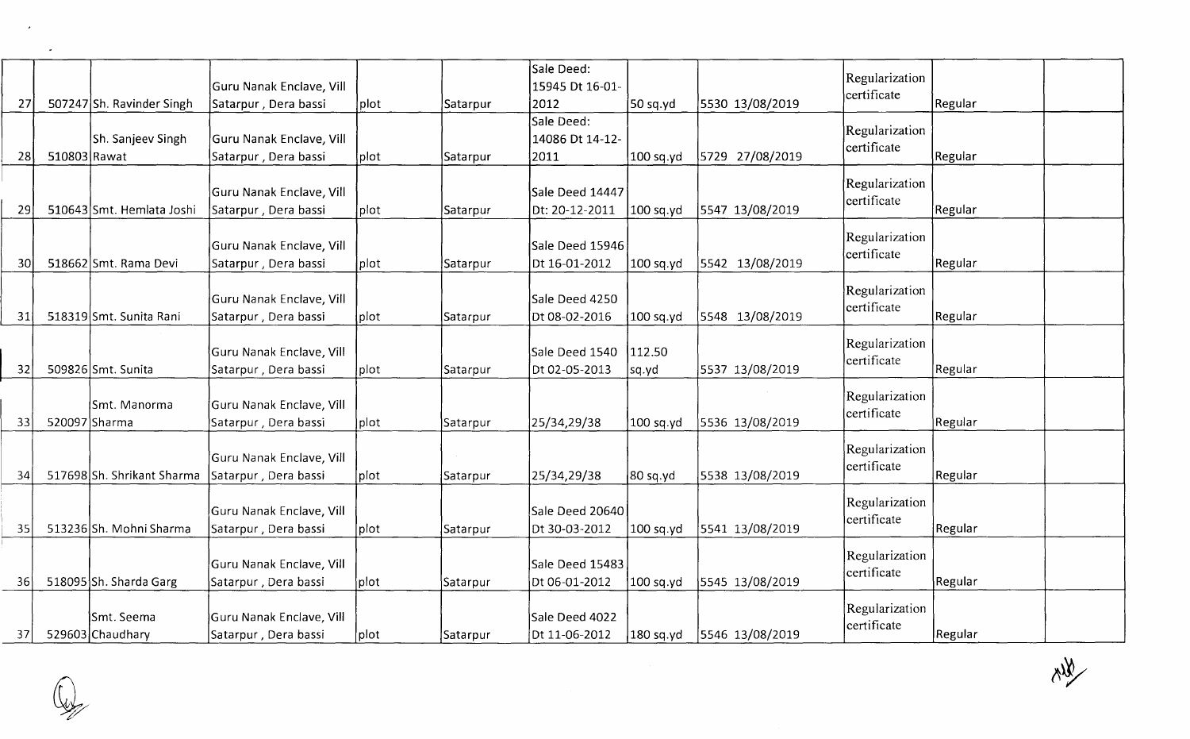| | | | | | | | | | | | |
|---|---|---|---|---|---|---|---|---|---|---|---|
| 27 | 507247 | Sh. Ravinder Singh | Guru Nanak Enclave, Vill Satarpur , Dera bassi | plot | Satarpur | Sale Deed: 15945 Dt 16-01-2012 | 50 sq.yd | 5530 13/08/2019 | Regularization certificate | Regular | |
| 28 | 510803 | Sh. Sanjeev Singh Rawat | Guru Nanak Enclave, Vill Satarpur , Dera bassi | plot | Satarpur | Sale Deed: 14086 Dt 14-12-2011 | 100 sq.yd | 5729 27/08/2019 | Regularization certificate | Regular | |
| 29 | 510643 | Smt. Hemlata Joshi | Guru Nanak Enclave, Vill Satarpur , Dera bassi | plot | Satarpur | Sale Deed 14447 Dt: 20-12-2011 | 100 sq.yd | 5547 13/08/2019 | Regularization certificate | Regular | |
| 30 | 518662 | Smt. Rama Devi | Guru Nanak Enclave, Vill Satarpur , Dera bassi | plot | Satarpur | Sale Deed 15946 Dt 16-01-2012 | 100 sq.yd | 5542 13/08/2019 | Regularization certificate | Regular | |
| 31 | 518319 | Smt. Sunita Rani | Guru Nanak Enclave, Vill Satarpur , Dera bassi | plot | Satarpur | Sale Deed 4250 Dt 08-02-2016 | 100 sq.yd | 5548 13/08/2019 | Regularization certificate | Regular | |
| 32 | 509826 | Smt. Sunita | Guru Nanak Enclave, Vill Satarpur , Dera bassi | plot | Satarpur | Sale Deed 1540 Dt 02-05-2013 | 112.50 sq.yd | 5537 13/08/2019 | Regularization certificate | Regular | |
| 33 | 520097 | Smt. Manorma Sharma | Guru Nanak Enclave, Vill Satarpur , Dera bassi | plot | Satarpur | 25/34,29/38 | 100 sq.yd | 5536 13/08/2019 | Regularization certificate | Regular | |
| 34 | 517698 | Sh. Shrikant Sharma | Guru Nanak Enclave, Vill Satarpur , Dera bassi | plot | Satarpur | 25/34,29/38 | 80 sq.yd | 5538 13/08/2019 | Regularization certificate | Regular | |
| 35 | 513236 | Sh. Mohni Sharma | Guru Nanak Enclave, Vill Satarpur , Dera bassi | plot | Satarpur | Sale Deed 20640 Dt 30-03-2012 | 100 sq.yd | 5541 13/08/2019 | Regularization certificate | Regular | |
| 36 | 518095 | Sh. Sharda Garg | Guru Nanak Enclave, Vill Satarpur , Dera bassi | plot | Satarpur | Sale Deed 15483 Dt 06-01-2012 | 100 sq.yd | 5545 13/08/2019 | Regularization certificate | Regular | |
| 37 | 529603 | Smt. Seema Chaudhary | Guru Nanak Enclave, Vill Satarpur , Dera bassi | plot | Satarpur | Sale Deed 4022 Dt 11-06-2012 | 180 sq.yd | 5546 13/08/2019 | Regularization certificate | Regular | |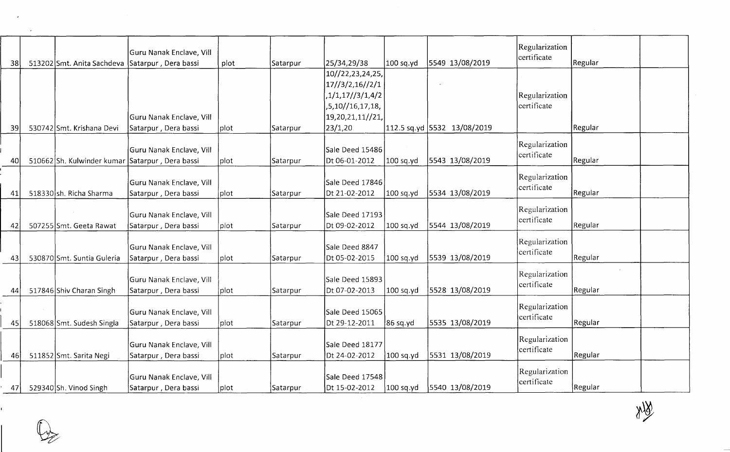| | | | | | | | | | | |
|---|---|---|---|---|---|---|---|---|---|---|
| 38 | 513202 | Smt. Anita Sachdeva | Guru Nanak Enclave, Vill Satarpur , Dera bassi | plot | Satarpur | 25/34,29/38 | 100 sq.yd | 5549 13/08/2019 | Regularization certificate | Regular | |
| 39 | 530742 | Smt. Krishana Devi | Guru Nanak Enclave, Vill Satarpur , Dera bassi | plot | Satarpur | 10//22,23,24,25, 17//3/2,16//2/1 ,1/1,17//3/1,4/2 ,5,10//16,17,18, 19,20,21,11//21, 23/1,20 | 112.5 sq.yd | 5532 13/08/2019 | Regularization certificate | Regular | |
| 40 | 510662 | Sh. Kulwinder kumar | Guru Nanak Enclave, Vill Satarpur , Dera bassi | plot | Satarpur | Sale Deed 15486 Dt 06-01-2012 | 100 sq.yd | 5543 13/08/2019 | Regularization certificate | Regular | |
| 41 | 518330 | sh. Richa Sharma | Guru Nanak Enclave, Vill Satarpur , Dera bassi | plot | Satarpur | Sale Deed 17846 Dt 21-02-2012 | 100 sq.yd | 5534 13/08/2019 | Regularization certificate | Regular | |
| 42 | 507255 | Smt. Geeta Rawat | Guru Nanak Enclave, Vill Satarpur , Dera bassi | plot | Satarpur | Sale Deed 17193 Dt 09-02-2012 | 100 sq.yd | 5544 13/08/2019 | Regularization certificate | Regular | |
| 43 | 530870 | Smt. Suntia Guleria | Guru Nanak Enclave, Vill Satarpur , Dera bassi | plot | Satarpur | Sale Deed 8847 Dt 05-02-2015 | 100 sq.yd | 5539 13/08/2019 | Regularization certificate | Regular | |
| 44 | 517846 | Shiv Charan Singh | Guru Nanak Enclave, Vill Satarpur , Dera bassi | plot | Satarpur | Sale Deed 15893 Dt 07-02-2013 | 100 sq.yd | 5528 13/08/2019 | Regularization certificate | Regular | |
| 45 | 518068 | Smt. Sudesh Singla | Guru Nanak Enclave, Vill Satarpur , Dera bassi | plot | Satarpur | Sale Deed 15065 Dt 29-12-2011 | 86 sq.yd | 5535 13/08/2019 | Regularization certificate | Regular | |
| 46 | 511852 | Smt. Sarita Negi | Guru Nanak Enclave, Vill Satarpur , Dera bassi | plot | Satarpur | Sale Deed 18177 Dt 24-02-2012 | 100 sq.yd | 5531 13/08/2019 | Regularization certificate | Regular | |
| 47 | 529340 | Sh. Vinod Singh | Guru Nanak Enclave, Vill Satarpur , Dera bassi | plot | Satarpur | Sale Deed 17548 Dt 15-02-2012 | 100 sq.yd | 5540 13/08/2019 | Regularization certificate | Regular | |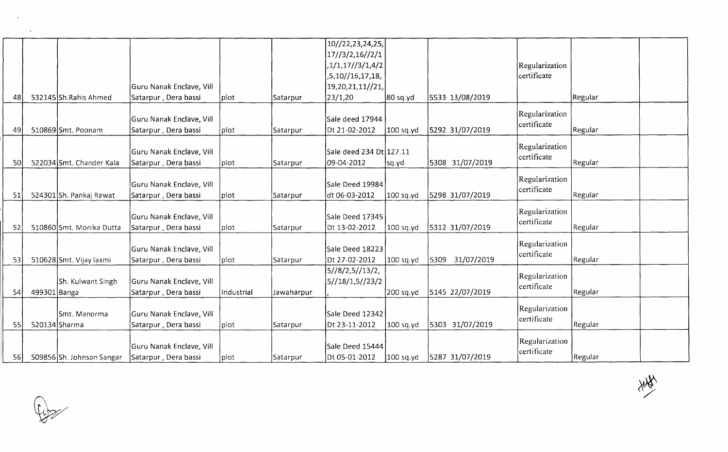| | | | | | | | | | | | |
|---|---|---|---|---|---|---|---|---|---|---|---|
| 48 | 532145 | Sh.Rahis Ahmed | Guru Nanak Enclave, Vill Satarpur , Dera bassi | plot | Satarpur | 10//22,23,24,25, 17//3/2,16//2/1 ,1/1,17//3/1,4/2 ,5,10//16,17,18, 19,20,21,11//21, 23/1,20 | 80 sq.yd | 5533 13/08/2019 | Regularization certificate | Regular | |
| 49 | 510869 | Smt. Poonam | Guru Nanak Enclave, Vill Satarpur , Dera bassi | plot | Satarpur | Sale deed 17944 Dt 21-02-2012 | 100 sq.yd | 5292 31/07/2019 | Regularization certificate | Regular | |
| 50 | 522034 | Smt. Chander Kala | Guru Nanak Enclave, Vill Satarpur , Dera bassi | plot | Satarpur | Sale deed 234 Dt 09-04-2012 | 127.11 sq.yd | 5308 31/07/2019 | Regularization certificate | Regular | |
| 51 | 524301 | Sh. Pankaj Rawat | Guru Nanak Enclave, Vill Satarpur , Dera bassi | plot | Satarpur | Sale Deed 19984 dt 06-03-2012 | 100 sq.yd | 5298 31/07/2019 | Regularization certificate | Regular | |
| 52 | 510860 | Smt. Monika Dutta | Guru Nanak Enclave, Vill Satarpur , Dera bassi | plot | Satarpur | Sale Deed 17345 Dt 13-02-2012 | 100 sq.yd | 5312 31/07/2019 | Regularization certificate | Regular | |
| 53 | 510628 | Smt. Vijay laxmi | Guru Nanak Enclave, Vill Satarpur , Dera bassi | plot | Satarpur | Sale Deed 18223 Dt 27-02-2012 | 100 sq.yd | 5309 31/07/2019 | Regularization certificate | Regular | |
| 54 | 499301 | Sh. Kulwant Singh Banga | Guru Nanak Enclave, Vill Satarpur , Dera bassi | Industrial | Jawaharpur | 5//8/2,5//13/2, 5//18/1,5//23/2 , | 200 sq.yd | 5145 22/07/2019 | Regularization certificate | Regular | |
| 55 | 520134 | Smt. Manorma Sharma | Guru Nanak Enclave, Vill Satarpur , Dera bassi | plot | Satarpur | Sale Deed 12342 Dt 23-11-2012 | 100 sq.yd | 5303 31/07/2019 | Regularization certificate | Regular | |
| 56 | 509856 | Sh. Johnson Sangar | Guru Nanak Enclave, Vill Satarpur , Dera bassi | plot | Satarpur | Sale Deed 15444 Dt 05-01-2012 | 100 sq.yd | 5287 31/07/2019 | Regularization certificate | Regular | |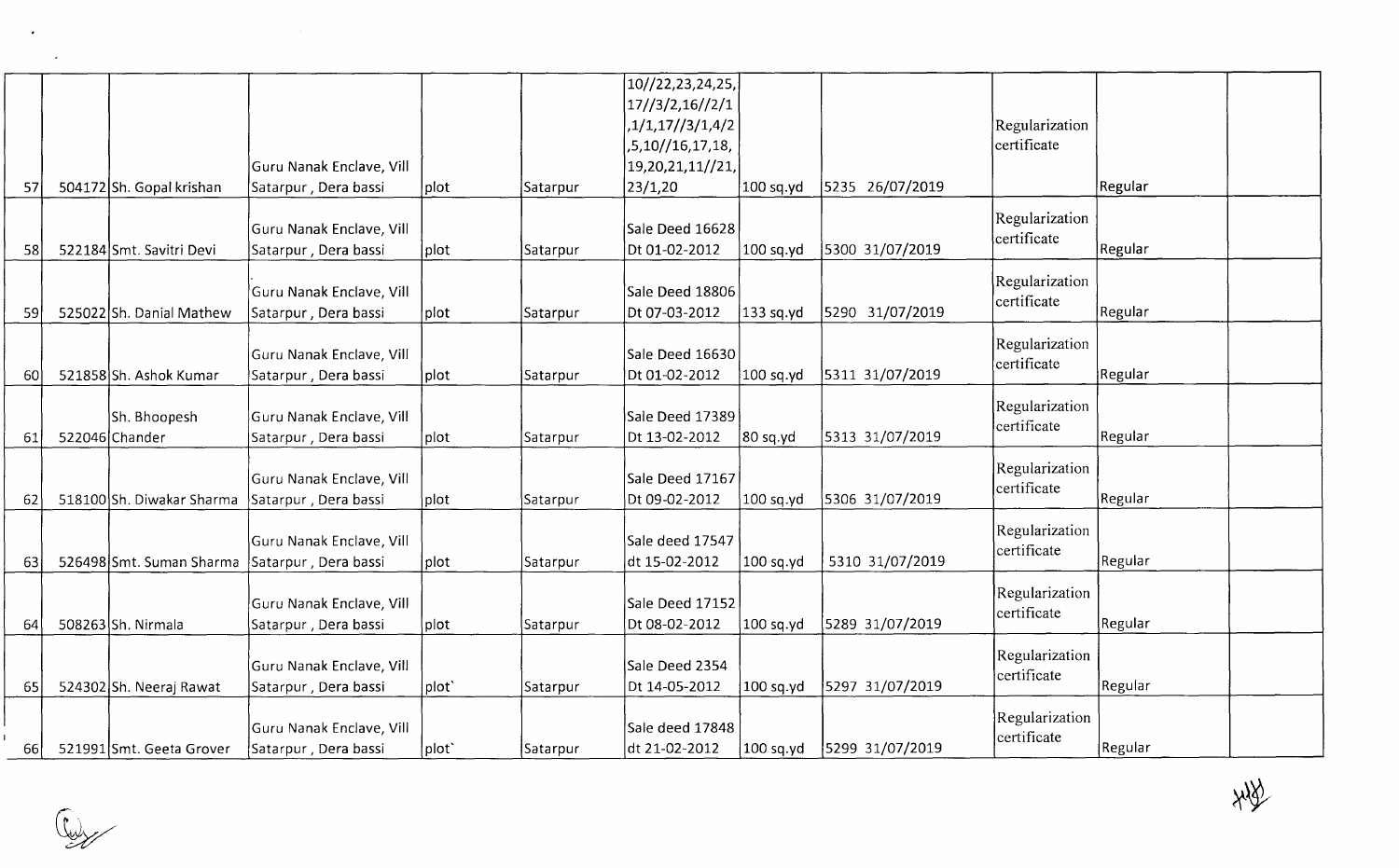| | | | | | | | | | | | |
|---|---|---|---|---|---|---|---|---|---|---|---|
| 57 | 504172 | Sh. Gopal krishan | Guru Nanak Enclave, Vill Satarpur , Dera bassi | plot | Satarpur | 10//22,23,24,25, 17//3/2,16//2/1 ,1/1,17//3/1,4/2 ,5,10//16,17,18, 19,20,21,11//21, 23/1,20 | 100 sq.yd | 5235 26/07/2019 | Regularization certificate | Regular | |
| 58 | 522184 | Smt. Savitri Devi | Guru Nanak Enclave, Vill Satarpur , Dera bassi | plot | Satarpur | Sale Deed 16628 Dt 01-02-2012 | 100 sq.yd | 5300 31/07/2019 | Regularization certificate | Regular | |
| 59 | 525022 | Sh. Danial Mathew | Guru Nanak Enclave, Vill Satarpur , Dera bassi | plot | Satarpur | Sale Deed 18806 Dt 07-03-2012 | 133 sq.yd | 5290 31/07/2019 | Regularization certificate | Regular | |
| 60 | 521858 | Sh. Ashok Kumar | Guru Nanak Enclave, Vill Satarpur , Dera bassi | plot | Satarpur | Sale Deed 16630 Dt 01-02-2012 | 100 sq.yd | 5311 31/07/2019 | Regularization certificate | Regular | |
| 61 | 522046 | Sh. Bhoopesh Chander | Guru Nanak Enclave, Vill Satarpur , Dera bassi | plot | Satarpur | Sale Deed 17389 Dt 13-02-2012 | 80 sq.yd | 5313 31/07/2019 | Regularization certificate | Regular | |
| 62 | 518100 | Sh. Diwakar Sharma | Guru Nanak Enclave, Vill Satarpur , Dera bassi | plot | Satarpur | Sale Deed 17167 Dt 09-02-2012 | 100 sq.yd | 5306 31/07/2019 | Regularization certificate | Regular | |
| 63 | 526498 | Smt. Suman Sharma | Guru Nanak Enclave, Vill Satarpur , Dera bassi | plot | Satarpur | Sale deed 17547 dt 15-02-2012 | 100 sq.yd | 5310 31/07/2019 | Regularization certificate | Regular | |
| 64 | 508263 | Sh. Nirmala | Guru Nanak Enclave, Vill Satarpur , Dera bassi | plot | Satarpur | Sale Deed 17152 Dt 08-02-2012 | 100 sq.yd | 5289 31/07/2019 | Regularization certificate | Regular | |
| 65 | 524302 | Sh. Neeraj Rawat | Guru Nanak Enclave, Vill Satarpur , Dera bassi | plot` | Satarpur | Sale Deed 2354 Dt 14-05-2012 | 100 sq.yd | 5297 31/07/2019 | Regularization certificate | Regular | |
| 66 | 521991 | Smt. Geeta Grover | Guru Nanak Enclave, Vill Satarpur , Dera bassi | plot` | Satarpur | Sale deed 17848 dt 21-02-2012 | 100 sq.yd | 5299 31/07/2019 | Regularization certificate | Regular | |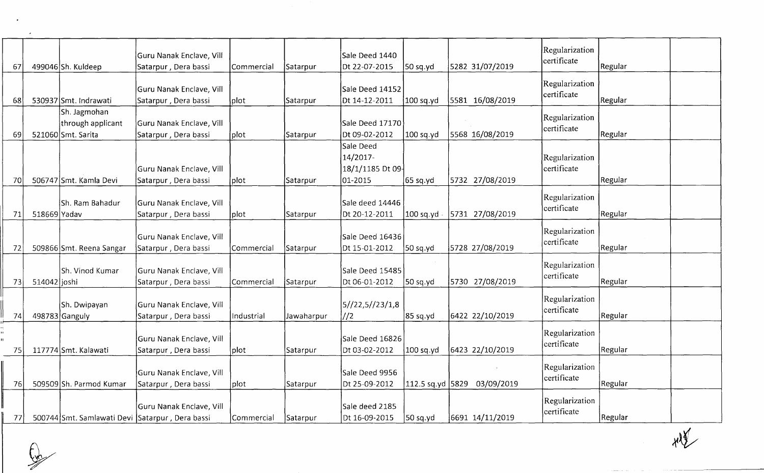| | | | | | | | | | | | |
|---|---|---|---|---|---|---|---|---|---|---|---|
| 67 | 499046 | Sh. Kuldeep | Guru Nanak Enclave, Vill Satarpur , Dera bassi | Commercial | Satarpur | Sale Deed 1440 Dt 22-07-2015 | 50 sq.yd | 5282 31/07/2019 | Regularization certificate | Regular | |
| 68 | 530937 | Smt. Indrawati | Guru Nanak Enclave, Vill Satarpur , Dera bassi | plot | Satarpur | Sale Deed 14152 Dt 14-12-2011 | 100 sq.yd | 5581 16/08/2019 | Regularization certificate | Regular | |
| 69 | 521060 | Sh. Jagmohan through applicant Smt. Sarita | Guru Nanak Enclave, Vill Satarpur , Dera bassi | plot | Satarpur | Sale Deed 17170 Dt 09-02-2012 | 100 sq.yd | 5568 16/08/2019 | Regularization certificate | Regular | |
| 70 | 506747 | Smt. Kamla Devi | Guru Nanak Enclave, Vill Satarpur , Dera bassi | plot | Satarpur | Sale Deed 14/2017-18/1/1185 Dt 09-01-2015 | 65 sq.yd | 5732 27/08/2019 | Regularization certificate | Regular | |
| 71 | 518669 | Sh. Ram Bahadur Yadav | Guru Nanak Enclave, Vill Satarpur , Dera bassi | plot | Satarpur | Sale deed 14446 Dt 20-12-2011 | 100 sq.yd | 5731 27/08/2019 | Regularization certificate | Regular | |
| 72 | 509866 | Smt. Reena Sangar | Guru Nanak Enclave, Vill Satarpur , Dera bassi | Commercial | Satarpur | Sale Deed 16436 Dt 15-01-2012 | 50 sq.yd | 5728 27/08/2019 | Regularization certificate | Regular | |
| 73 | 514042 | Sh. Vinod Kumar joshi | Guru Nanak Enclave, Vill Satarpur , Dera bassi | Commercial | Satarpur | Sale Deed 15485 Dt 06-01-2012 | 50 sq.yd | 5730 27/08/2019 | Regularization certificate | Regular | |
| 74 | 498783 | Sh. Dwipayan Ganguly | Guru Nanak Enclave, Vill Satarpur , Dera bassi | Industrial | Jawaharpur | 5//22,5//23/1,8//2 | 85 sq.yd | 6422 22/10/2019 | Regularization certificate | Regular | |
| 75 | 117774 | Smt. Kalawati | Guru Nanak Enclave, Vill Satarpur , Dera bassi | plot | Satarpur | Sale Deed 16826 Dt 03-02-2012 | 100 sq.yd | 6423 22/10/2019 | Regularization certificate | Regular | |
| 76 | 509509 | Sh. Parmod Kumar | Guru Nanak Enclave, Vill Satarpur , Dera bassi | plot | Satarpur | Sale Deed 9956 Dt 25-09-2012 | 112.5 sq.yd | 5829 03/09/2019 | Regularization certificate | Regular | |
| 77 | 500744 | Smt. Samlawati Devi | Guru Nanak Enclave, Vill Satarpur , Dera bassi | Commercial | Satarpur | Sale deed 2185 Dt 16-09-2015 | 50 sq.yd | 6691 14/11/2019 | Regularization certificate | Regular | |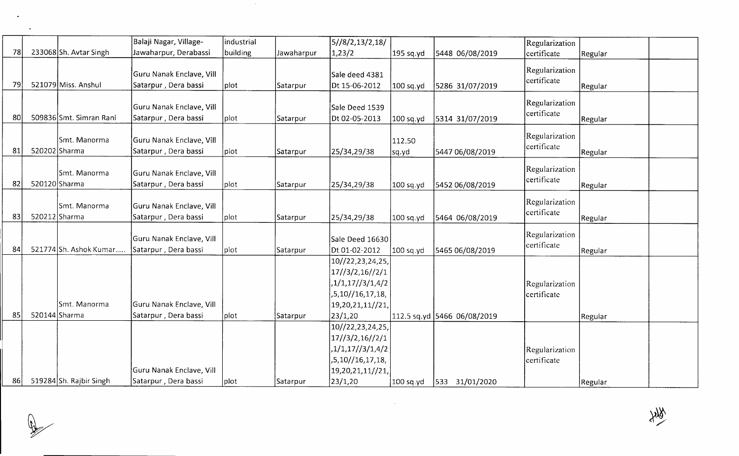| 78 | 233068 | Sh. Avtar Singh | Balaji Nagar, Village-Jawaharpur, Derabassi | industrial building | Jawaharpur | 5//8/2,13/2,18/1,23/2 | 195 sq.yd | 5448 06/08/2019 | Regularization certificate | Regular | |
|---|---|---|---|---|---|---|---|---|---|---|---|
| 79 | 521079 | Miss. Anshul | Guru Nanak Enclave, Vill Satarpur , Dera bassi | plot | Satarpur | Sale deed 4381 Dt 15-06-2012 | 100 sq.yd | 5286 31/07/2019 | Regularization certificate | Regular | |
| 80 | 509836 | Smt. Simran Rani | Guru Nanak Enclave, Vill Satarpur , Dera bassi | plot | Satarpur | Sale Deed 1539 Dt 02-05-2013 | 100 sq.yd | 5314 31/07/2019 | Regularization certificate | Regular | |
| 81 | 520202 | Smt. Manorma Sharma | Guru Nanak Enclave, Vill Satarpur , Dera bassi | plot | Satarpur | 25/34,29/38 | 112.50 sq.yd | 5447 06/08/2019 | Regularization certificate | Regular | |
| 82 | 520120 | Smt. Manorma Sharma | Guru Nanak Enclave, Vill Satarpur , Dera bassi | plot | Satarpur | 25/34,29/38 | 100 sq.yd | 5452 06/08/2019 | Regularization certificate | Regular | |
| 83 | 520212 | Smt. Manorma Sharma | Guru Nanak Enclave, Vill Satarpur , Dera bassi | plot | Satarpur | 25/34,29/38 | 100 sq.yd | 5464 06/08/2019 | Regularization certificate | Regular | |
| 84 | 521774 | Sh. Ashok Kumar..... | Guru Nanak Enclave, Vill Satarpur , Dera bassi | plot | Satarpur | Sale Deed 16630 Dt 01-02-2012 | 100 sq.yd | 5465 06/08/2019 | Regularization certificate | Regular | |
| 85 | 520144 | Smt. Manorma Sharma | Guru Nanak Enclave, Vill Satarpur , Dera bassi | plot | Satarpur | 10//22,23,24,25,17//3/2,16//2/1,1/1,17//3/1,4/2,5,10//16,17,18,19,20,21,11//21,23/1,20 | 112.5 sq.yd | 5466 06/08/2019 | Regularization certificate | Regular | |
| 86 | 519284 | Sh. Rajbir Singh | Guru Nanak Enclave, Vill Satarpur , Dera bassi | plot | Satarpur | 10//22,23,24,25,17//3/2,16//2/1,1/1,17//3/1,4/2,5,10//16,17,18,19,20,21,11//21,23/1,20 | 100 sq.yd | 533 31/01/2020 | Regularization certificate | Regular | |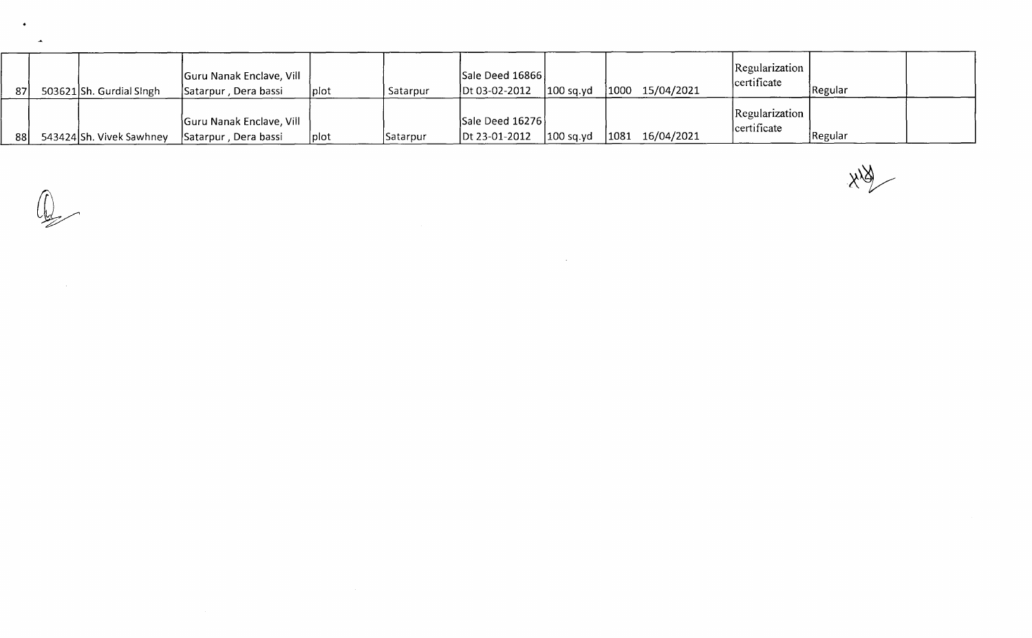| 87 | 503621 | Sh. Gurdial SIngh | Guru Nanak Enclave, Vill Satarpur , Dera bassi | plot | Satarpur | Sale Deed 16866 Dt 03-02-2012 | 100 sq.yd | 1000 15/04/2021 | Regularization certificate | Regular | |
|---|---|---|---|---|---|---|---|---|---|---|---|
| 88 | 543424 | Sh. Vivek Sawhney | Guru Nanak Enclave, Vill Satarpur , Dera bassi | plot | Satarpur | Sale Deed 16276 Dt 23-01-2012 | 100 sq.yd | 1081 16/04/2021 | Regularization certificate | Regular | |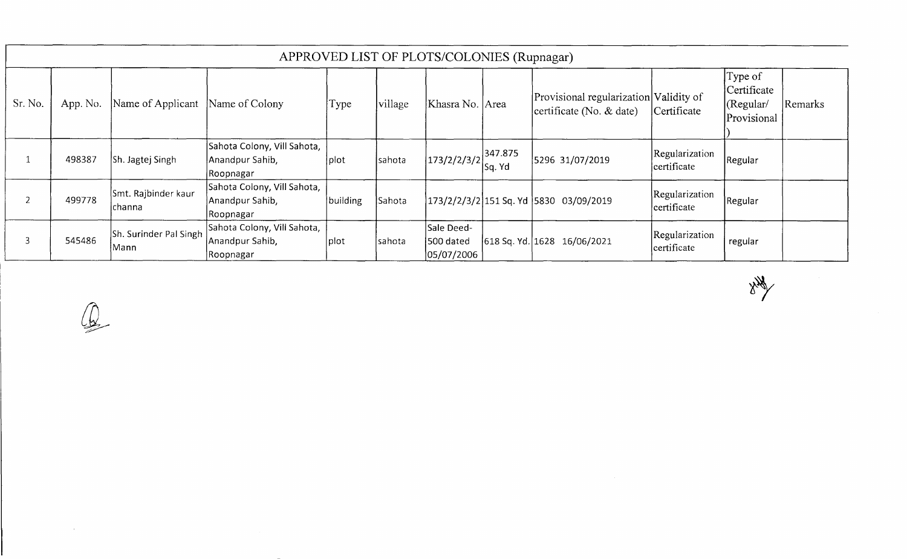| APPROVED LIST OF PLOTS/COLONIES (Rupnagar) | | | | | | | | | | | |
|---|---|---|---|---|---|---|---|---|---|---|---|
| Sr. No. | App. No. | Name of Applicant | Name of Colony | Type | village | Khasra No. | Area | Provisional regularization certificate (No. & date) | Validity of Certificate | Type of Certificate (Regular/ Provisional) | Remarks |
| 1 | 498387 | Sh. Jagtej Singh | Sahota Colony, Vill Sahota, Anandpur Sahib, Roopnagar | plot | sahota | 173/2/2/3/2 | 347.875 Sq. Yd | 5296 31/07/2019 | Regularization certificate | Regular | |
| 2 | 499778 | Smt. Rajbinder kaur channa | Sahota Colony, Vill Sahota, Anandpur Sahib, Roopnagar | building | Sahota | 173/2/2/3/2 | 151 Sq. Yd | 5830 03/09/2019 | Regularization certificate | Regular | |
| 3 | 545486 | Sh. Surinder Pal Singh Mann | Sahota Colony, Vill Sahota, Anandpur Sahib, Roopnagar | plot | sahota | Sale Deed-500 dated 05/07/2006 | 618 Sq. Yd. | 1628 16/06/2021 | Regularization certificate | regular | |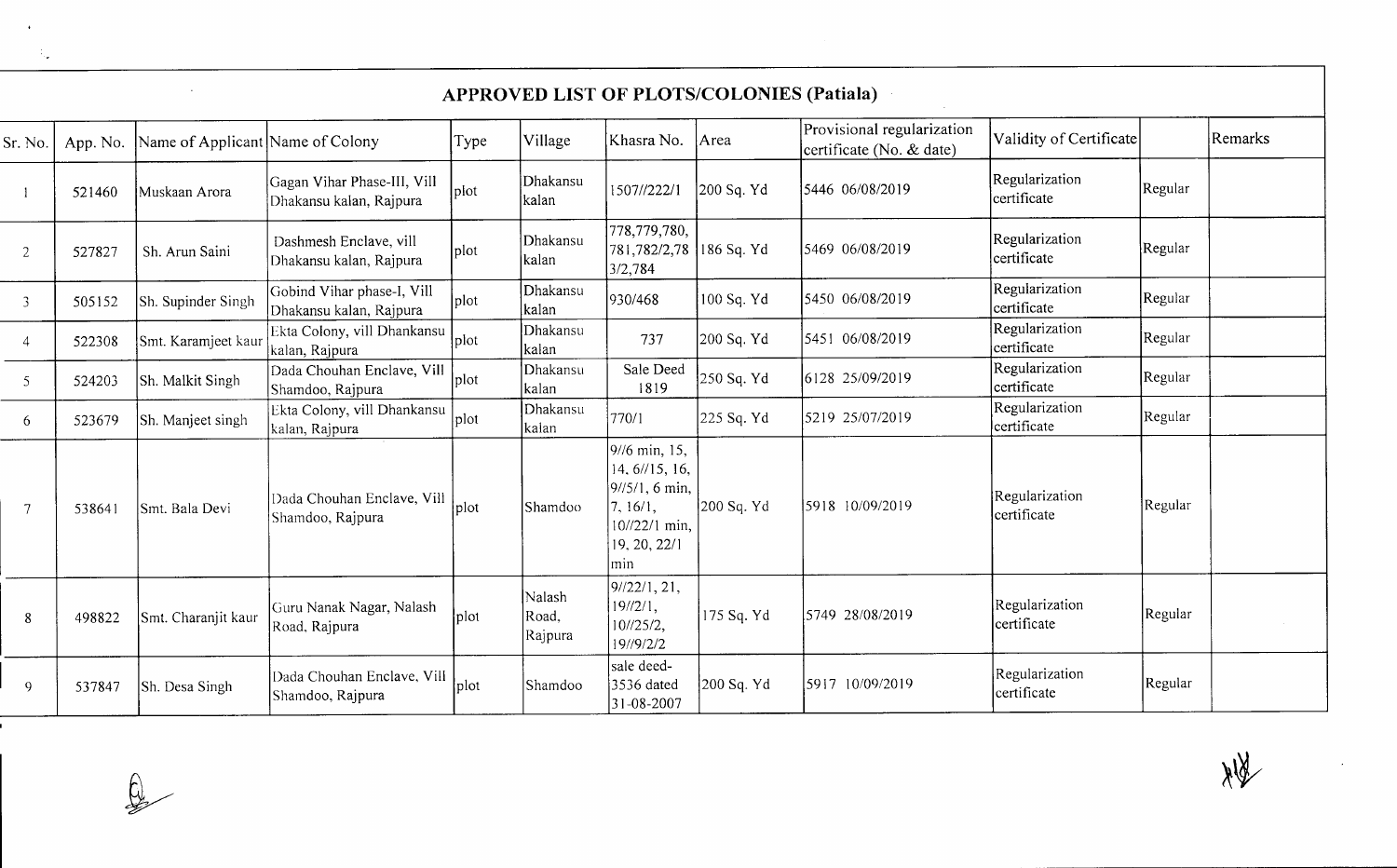## APPROVED LIST OF PLOTS/COLONIES (Patiala)

| Sr. No. | App. No. | Name of Applicant | Name of Colony | Type | Village | Khasra No. | Area | Provisional regularization certificate (No. & date) | Validity of Certificate | | Remarks |
|---|---|---|---|---|---|---|---|---|---|---|---|
| 1 | 521460 | Muskaan Arora | Gagan Vihar Phase-III, Vill Dhakansu kalan, Rajpura | plot | Dhakansu kalan | 1507//222/1 | 200 Sq. Yd | 5446 06/08/2019 | Regularization certificate | Regular | |
| 2 | 527827 | Sh. Arun Saini | Dashmesh Enclave, vill Dhakansu kalan, Rajpura | plot | Dhakansu kalan | 778,779,780, 781,782/2,78 3/2,784 | 186 Sq. Yd | 5469 06/08/2019 | Regularization certificate | Regular | |
| 3 | 505152 | Sh. Supinder Singh | Gobind Vihar phase-I, Vill Dhakansu kalan, Rajpura | plot | Dhakansu kalan | 930/468 | 100 Sq. Yd | 5450 06/08/2019 | Regularization certificate | Regular | |
| 4 | 522308 | Smt. Karamjeet kaur | Ekta Colony, vill Dhankansu kalan, Rajpura | plot | Dhakansu kalan | 737 | 200 Sq. Yd | 5451 06/08/2019 | Regularization certificate | Regular | |
| 5 | 524203 | Sh. Malkit Singh | Dada Chouhan Enclave, Vill Shamdoo, Rajpura | plot | Dhakansu kalan | Sale Deed 1819 | 250 Sq. Yd | 6128 25/09/2019 | Regularization certificate | Regular | |
| 6 | 523679 | Sh. Manjeet singh | Ekta Colony, vill Dhankansu kalan, Rajpura | plot | Dhakansu kalan | 770/1 | 225 Sq. Yd | 5219 25/07/2019 | Regularization certificate | Regular | |
| 7 | 538641 | Smt. Bala Devi | Dada Chouhan Enclave, Vill Shamdoo, Rajpura | plot | Shamdoo | 9//6 min, 15, 14, 6//15, 16, 9//5/1, 6 min, 7, 16/1, 10//22/1 min, 19, 20, 22/1 min | 200 Sq. Yd | 5918 10/09/2019 | Regularization certificate | Regular | |
| 8 | 498822 | Smt. Charanjit kaur | Guru Nanak Nagar, Nalash Road, Rajpura | plot | Nalash Road, Rajpura | 9//22/1, 21, 19//2/1, 10//25/2, 19//9/2/2 | 175 Sq. Yd | 5749 28/08/2019 | Regularization certificate | Regular | |
| 9 | 537847 | Sh. Desa Singh | Dada Chouhan Enclave, Vill Shamdoo, Rajpura | plot | Shamdoo | sale deed-3536 dated 31-08-2007 | 200 Sq. Yd | 5917 10/09/2019 | Regularization certificate | Regular | |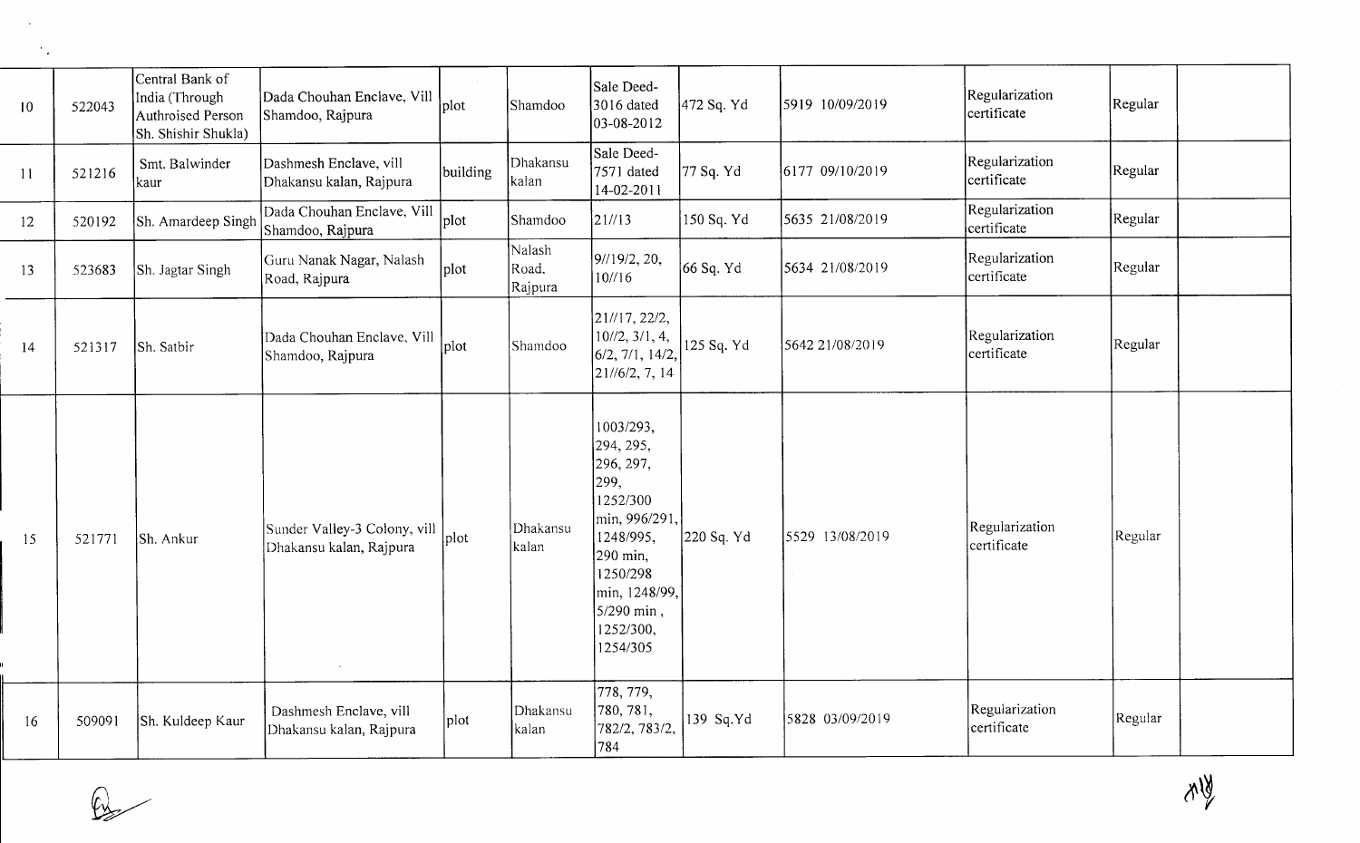| | | | | | | | | | | | |
|---|---|---|---|---|---|---|---|---|---|---|---|
| 10 | 522043 | Central Bank of India (Through Authroised Person Sh. Shishir Shukla) | Dada Chouhan Enclave, Vill Shamdoo, Rajpura | plot | Shamdoo | Sale Deed-3016 dated 03-08-2012 | 472 Sq. Yd | 5919 10/09/2019 | Regularization certificate | Regular | |
| 11 | 521216 | Smt. Balwinder kaur | Dashmesh Enclave, vill Dhakansu kalan, Rajpura | building | Dhakansu kalan | Sale Deed-7571 dated 14-02-2011 | 77 Sq. Yd | 6177 09/10/2019 | Regularization certificate | Regular | |
| 12 | 520192 | Sh. Amardeep Singh | Dada Chouhan Enclave, Vill Shamdoo, Rajpura | plot | Shamdoo | 21//13 | 150 Sq. Yd | 5635 21/08/2019 | Regularization certificate | Regular | |
| 13 | 523683 | Sh. Jagtar Singh | Guru Nanak Nagar, Nalash Road, Rajpura | plot | Nalash Road. Rajpura | 9//19/2, 20, 10//16 | 66 Sq. Yd | 5634 21/08/2019 | Regularization certificate | Regular | |
| 14 | 521317 | Sh. Satbir | Dada Chouhan Enclave, Vill Shamdoo, Rajpura | plot | Shamdoo | 21//17, 22/2, 10//2, 3/1, 4, 6/2, 7/1, 14/2, 21//6/2, 7, 14 | 125 Sq. Yd | 5642 21/08/2019 | Regularization certificate | Regular | |
| 15 | 521771 | Sh. Ankur | Sunder Valley-3 Colony, vill Dhakansu kalan, Rajpura | plot | Dhakansu kalan | 1003/293, 294, 295, 296, 297, 299, 1252/300 min, 996/291, 1248/995, 290 min, 1250/298 min, 1248/99, 5/290 min , 1252/300, 1254/305 | 220 Sq. Yd | 5529 13/08/2019 | Regularization certificate | Regular | |
| 16 | 509091 | Sh. Kuldeep Kaur | Dashmesh Enclave, vill Dhakansu kalan, Rajpura | plot | Dhakansu kalan | 778, 779, 780, 781, 782/2, 783/2, 784 | 139 Sq.Yd | 5828 03/09/2019 | Regularization certificate | Regular | |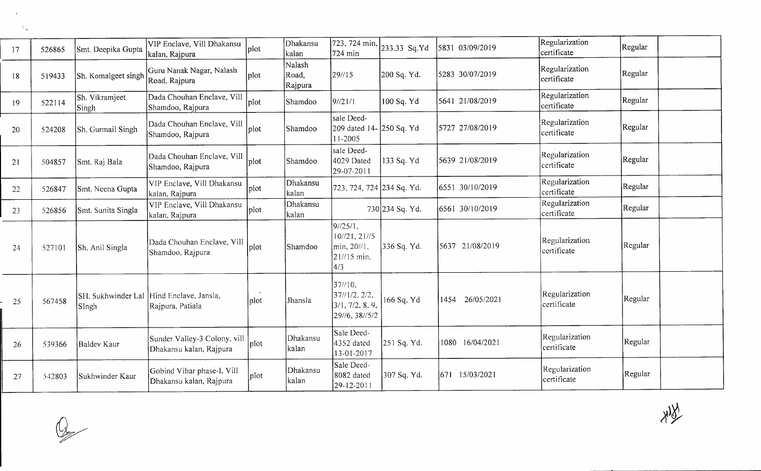| | | | | | | | | | | | |
|---|---|---|---|---|---|---|---|---|---|---|---|
| 17 | 526865 | Smt. Deepika Gupta | VIP Enclave, Vill Dhakansu kalan, Rajpura | plot | Dhakansu kalan | 723, 724 min, 724 min | 233.33 Sq.Yd | 5831 03/09/2019 | Regularization certificate | Regular | |
| 18 | 519433 | Sh. Komalgeet singh | Guru Nanak Nagar, Nalash Road, Rajpura | plot | Nalash Road, Rajpura | 29//15 | 200 Sq. Yd. | 5283 30/07/2019 | Regularization certificate | Regular | |
| 19 | 522114 | Sh. Vikramjeet Singh | Dada Chouhan Enclave, Vill Shamdoo, Rajpura | plot | Shamdoo | 9//21/1 | 100 Sq. Yd | 5641 21/08/2019 | Regularization certificate | Regular | |
| 20 | 524208 | Sh. Gurmail Singh | Dada Chouhan Enclave, Vill Shamdoo, Rajpura | plot | Shamdoo | sale Deed-209 dated 14-11-2005 | 250 Sq. Yd | 5727 27/08/2019 | Regularization certificate | Regular | |
| 21 | 504857 | Smt. Raj Bala | Dada Chouhan Enclave, Vill Shamdoo, Rajpura | plot | Shamdoo | sale Deed-4029 Dated 29-07-2011 | 133 Sq. Yd | 5639 21/08/2019 | Regularization certificate | Regular | |
| 22 | 526847 | Smt. Neena Gupta | VIP Enclave, Vill Dhakansu kalan, Rajpura | plot | Dhakansu kalan | 723, 724, 724 | 234 Sq. Yd. | 6551 30/10/2019 | Regularization certificate | Regular | |
| 23 | 526856 | Smt. Sunita Singla | VIP Enclave, Vill Dhakansu kalan, Rajpura | plot | Dhakansu kalan | 730 | 234 Sq. Yd. | 6561 30/10/2019 | Regularization certificate | Regular | |
| 24 | 527101 | Sh. Anil Singla | Dada Chouhan Enclave, Vill Shamdoo, Rajpura | plot | Shamdoo | 9//25/1, 10//21, 21//5 min, 20//1, 21//15 min, 4/3 | 336 Sq. Yd. | 5637 21/08/2019 | Regularization certificate | Regular | |
| 25 | 567458 | SH. Sukhwinder Lal SIngh | Hind Enclave, Jansla, Rajpura, Patiala | plot | Jhansla | 37//10, 37//1/2, 2/2, 3/1, 7/2, 8, 9, 29//6, 38//5/2 | 166 Sq. Yd | 1454 26/05/2021 | Regularization certificate | Regular | |
| 26 | 539366 | Baldev Kaur | Sunder Valley-3 Colony, vill Dhakansu kalan, Rajpura | plot | Dhakansu kalan | Sale Deed-4352 dated 13-01-2017 | 251 Sq. Yd. | 1080 16/04/2021 | Regularization certificate | Regular | |
| 27 | 542803 | Sukhwinder Kaur | Gobind Vihar phase-I, Vill Dhakansu kalan, Rajpura | plot | Dhakansu kalan | Sale Deed-8082 dated 29-12-2011 | 307 Sq. Yd. | 671 15/03/2021 | Regularization certificate | Regular | |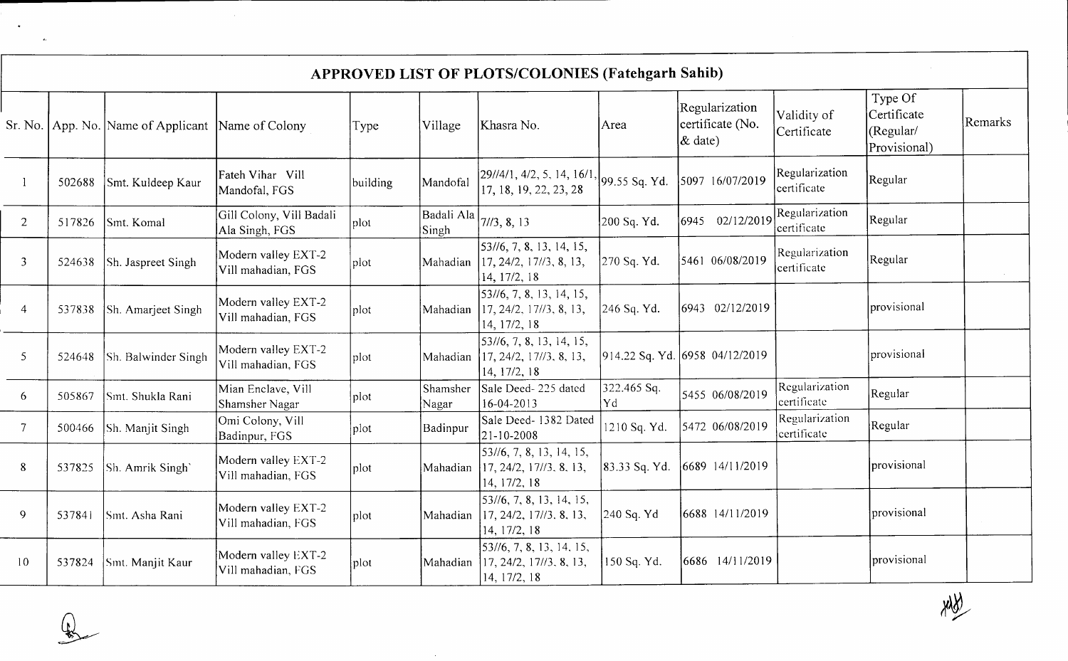## APPROVED LIST OF PLOTS/COLONIES (Fatehgarh Sahib)

| Sr. No. | App. No. | Name of Applicant | Name of Colony | Type | Village | Khasra No. | Area | Regularization certificate (No. & date) | Validity of Certificate | Type Of Certificate (Regular/ Provisional) | Remarks |
|---|---|---|---|---|---|---|---|---|---|---|---|
| 1 | 502688 | Smt. Kuldeep Kaur | Fateh Vihar Vill Mandofal, FGS | building | Mandofal | 29//4/1, 4/2, 5, 14, 16/1, 17, 18, 19, 22, 23, 28 | 99.55 Sq. Yd. | 5097 16/07/2019 | Regularization certificate | Regular | |
| 2 | 517826 | Smt. Komal | Gill Colony, Vill Badali Ala Singh, FGS | plot | Badali Ala Singh | 7//3, 8, 13 | 200 Sq. Yd. | 6945 02/12/2019 | Regularization certificate | Regular | |
| 3 | 524638 | Sh. Jaspreet Singh | Modern valley EXT-2 Vill mahadian, FGS | plot | Mahadian | 53//6, 7, 8, 13, 14, 15, 17, 24/2, 17//3, 8, 13, 14, 17/2, 18 | 270 Sq. Yd. | 5461 06/08/2019 | Regularization certificate | Regular | |
| 4 | 537838 | Sh. Amarjeet Singh | Modern valley EXT-2 Vill mahadian, FGS | plot | Mahadian | 53//6, 7, 8, 13, 14, 15, 17, 24/2, 17//3, 8, 13, 14, 17/2, 18 | 246 Sq. Yd. | 6943 02/12/2019 | | provisional | |
| 5 | 524648 | Sh. Balwinder Singh | Modern valley EXT-2 Vill mahadian, FGS | plot | Mahadian | 53//6, 7, 8, 13, 14, 15, 17, 24/2, 17//3, 8, 13, 14, 17/2, 18 | 914.22 Sq. Yd. | 6958 04/12/2019 | | provisional | |
| 6 | 505867 | Smt. Shukla Rani | Mian Enclave, Vill Shamsher Nagar | plot | Shamsher Nagar | Sale Deed- 225 dated 16-04-2013 | 322.465 Sq. Yd | 5455 06/08/2019 | Regularization certificate | Regular | |
| 7 | 500466 | Sh. Manjit Singh | Omi Colony, Vill Badinpur, FGS | plot | Badinpur | Sale Deed- 1382 Dated 21-10-2008 | 1210 Sq. Yd. | 5472 06/08/2019 | Regularization certificate | Regular | |
| 8 | 537825 | Sh. Amrik Singh` | Modern valley EXT-2 Vill mahadian, FGS | plot | Mahadian | 53//6, 7, 8, 13, 14, 15, 17, 24/2, 17//3, 8, 13, 14, 17/2, 18 | 83.33 Sq. Yd. | 6689 14/11/2019 | | provisional | |
| 9 | 537841 | Smt. Asha Rani | Modern valley EXT-2 Vill mahadian, FGS | plot | Mahadian | 53//6, 7, 8, 13, 14, 15, 17, 24/2, 17//3, 8, 13, 14, 17/2, 18 | 240 Sq. Yd | 6688 14/11/2019 | | provisional | |
| 10 | 537824 | Smt. Manjit Kaur | Modern valley EXT-2 Vill mahadian, FGS | plot | Mahadian | 53//6, 7, 8, 13, 14, 15, 17, 24/2, 17//3, 8, 13, 14, 17/2, 18 | 150 Sq. Yd. | 6686 14/11/2019 | | provisional | |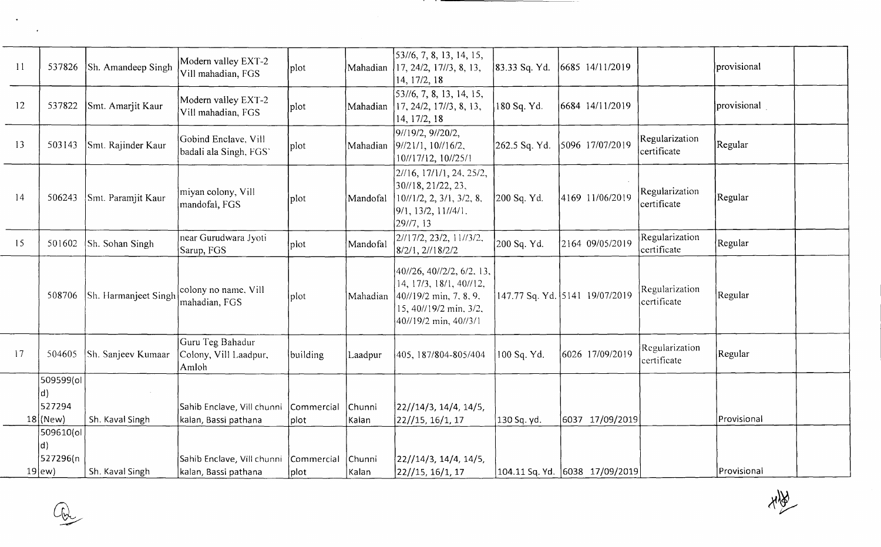| | | | | | | | | | | | |
|---|---|---|---|---|---|---|---|---|---|---|---|
| 11 | 537826 | Sh. Amandeep Singh | Modern valley EXT-2 Vill mahadian, FGS | plot | Mahadian | 53//6, 7, 8, 13, 14, 15, 17, 24/2, 17//3, 8, 13, 14, 17/2, 18 | 83.33 Sq. Yd. | 6685 14/11/2019 | | provisional | |
| 12 | 537822 | Smt. Amarjit Kaur | Modern valley EXT-2 Vill mahadian, FGS | plot | Mahadian | 53//6, 7, 8, 13, 14, 15, 17, 24/2, 17//3, 8, 13, 14, 17/2, 18 | 180 Sq. Yd. | 6684 14/11/2019 | | provisional | |
| 13 | 503143 | Smt. Rajinder Kaur | Gobind Enclave, Vill badali ala Singh, FGS | plot | Mahadian | 9//19/2, 9//20/2, 9//21/1, 10//16/2, 10//17/12, 10//25/1 | 262.5 Sq. Yd. | 5096 17/07/2019 | Regularization certificate | Regular | |
| 14 | 506243 | Smt. Paramjit Kaur | miyan colony, Vill mandofal, FGS | plot | Mandofal | 2//16, 17/1/1, 24, 25/2, 30//18, 21/22, 23, 10//1/2, 2, 3/1, 3/2, 8, 9/1, 13/2, 11//4/1, 29//7, 13 | 200 Sq. Yd. | 4169 11/06/2019 | Regularization certificate | Regular | |
| 15 | 501602 | Sh. Sohan Singh | near Gurudwara Jyoti Sarup, FGS | plot | Mandofal | 2//17/2, 23/2, 11//3/2, 8/2/1, 2//18/2/2 | 200 Sq. Yd. | 2164 09/05/2019 | Regularization certificate | Regular | |
| | 508706 | Sh. Harmanjeet Singh | colony no name, Vill mahadian, FGS | plot | Mahadian | 40//26, 40//2/2, 6/2, 13, 14, 17/3, 18/1, 40//12, 40//19/2 min, 7, 8, 9, 15, 40//19/2 min, 3/2, 40//19/2 min, 40//3/1 | 147.77 Sq. Yd. | 5141 19/07/2019 | Regularization certificate | Regular | |
| 17 | 504605 | Sh. Sanjeev Kumaar | Guru Teg Bahadur Colony, Vill Laadpur, Amloh | building | Laadpur | 405, 187/804-805/404 | 100 Sq. Yd. | 6026 17/09/2019 | Regularization certificate | Regular | |
| 18 | 509599(old) 527294 (New) | Sh. Kaval Singh | Sahib Enclave, Vill chunni kalan, Bassi pathana | Commercial plot | Chunni Kalan | 22//14/3, 14/4, 14/5, 22//15, 16/1, 17 | 130 Sq. yd. | 6037 17/09/2019 | | Provisional | |
| 19 | 509610(old) 527296(new) | Sh. Kaval Singh | Sahib Enclave, Vill chunni kalan, Bassi pathana | Commercial plot | Chunni Kalan | 22//14/3, 14/4, 14/5, 22//15, 16/1, 17 | 104.11 Sq. Yd. | 6038 17/09/2019 | | Provisional | |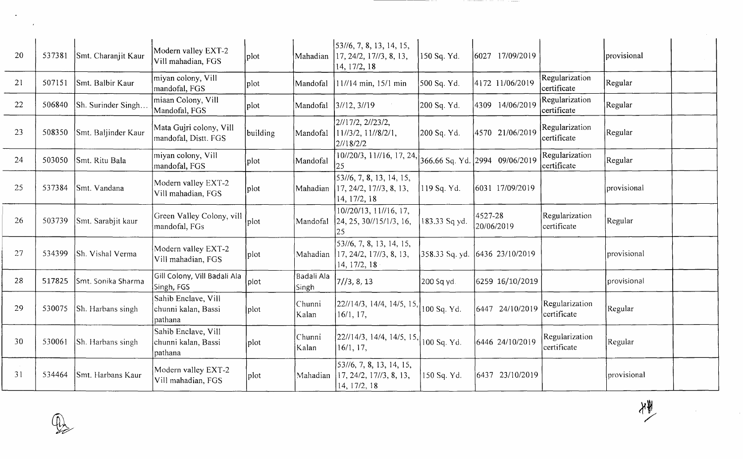| 20 | 537381 | Smt. Charanjit Kaur | Modern valley EXT-2 Vill mahadian, FGS | plot | Mahadian | 53//6, 7, 8, 13, 14, 15, 17, 24/2, 17//3, 8, 13, 14, 17/2, 18 | 150 Sq. Yd. | 6027 17/09/2019 | | provisional | |
|---|---|---|---|---|---|---|---|---|---|---|---|
| 21 | 507151 | Smt. Balbir Kaur | miyan colony, Vill mandofal, FGS | plot | Mandofal | 11//14 min, 15/1 min | 500 Sq. Yd. | 4172 11/06/2019 | Regularization certificate | Regular | |
| 22 | 506840 | Sh. Surinder Singh... | miaan Colony, Vill Mandofal, FGS | plot | Mandofal | 3//12, 3//19 | 200 Sq. Yd. | 4309 14/06/2019 | Regularization certificate | Regular | |
| 23 | 508350 | Smt. Baljinder Kaur | Mata Gujri colony, Vill mandofal, Distt. FGS | building | Mandofal | 2//17/2, 2//23/2, 11//3/2, 11//8/2/1, 2//18/2/2 | 200 Sq. Yd. | 4570 21/06/2019 | Regularization certificate | Regular | |
| 24 | 503050 | Smt. Ritu Bala | miyan colony, Vill mandofal, FGS | plot | Mandofal | 10//20/3, 11//16, 17, 24, 25 | 366.66 Sq. Yd. | 2994 09/06/2019 | Regularization certificate | Regular | |
| 25 | 537384 | Smt. Vandana | Modern valley EXT-2 Vill mahadian, FGS | plot | Mahadian | 53//6, 7, 8, 13, 14, 15, 17, 24/2, 17//3, 8, 13, 14, 17/2, 18 | 119 Sq. Yd. | 6031 17/09/2019 | | provisional | |
| 26 | 503739 | Smt. Sarabjit kaur | Green Valley Colony, vill mandofal, FGs | plot | Mandofal | 10//20/13, 11//16, 17, 24, 25, 30//15/1/3, 16, 25 | 183.33 Sq yd. | 4527-28 20/06/2019 | Regularization certificate | Regular | |
| 27 | 534399 | Sh. Vishal Verma | Modern valley EXT-2 Vill mahadian, FGS | plot | Mahadian | 53//6, 7, 8, 13, 14, 15, 17, 24/2, 17//3, 8, 13, 14, 17/2, 18 | 358.33 Sq. yd. | 6436 23/10/2019 | | provisional | |
| 28 | 517825 | Smt. Sonika Sharma | Gill Colony, Vill Badali Ala Singh, FGS | plot | Badali Ala Singh | 7//3, 8, 13 | 200 Sq yd. | 6259 16/10/2019 | | provisional | |
| 29 | 530075 | Sh. Harbans singh | Sahib Enclave, Vill chunni kalan, Bassi pathana | plot | Chunni Kalan | 22//14/3, 14/4, 14/5, 15, 16/1, 17, | 100 Sq. Yd. | 6447 24/10/2019 | Regularization certificate | Regular | |
| 30 | 530061 | Sh. Harbans singh | Sahib Enclave, Vill chunni kalan, Bassi pathana | plot | Chunni Kalan | 22//14/3, 14/4, 14/5, 15, 16/1, 17, | 100 Sq. Yd. | 6446 24/10/2019 | Regularization certificate | Regular | |
| 31 | 534464 | Smt. Harbans Kaur | Modern valley EXT-2 Vill mahadian, FGS | plot | Mahadian | 53//6, 7, 8, 13, 14, 15, 17, 24/2, 17//3, 8, 13, 14, 17/2, 18 | 150 Sq. Yd. | 6437 23/10/2019 | | provisional | |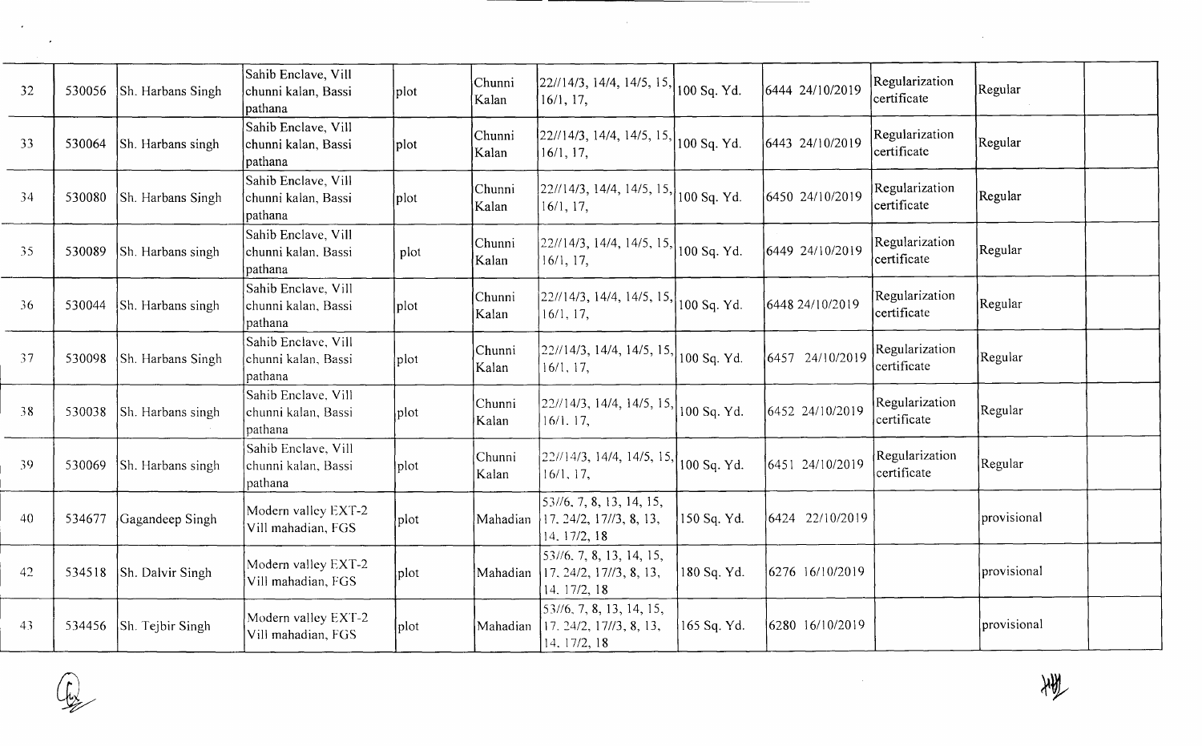| 32 | 530056 | Sh. Harbans Singh | Sahib Enclave, Vill chunni kalan, Bassi pathana | plot | Chunni Kalan | 22//14/3, 14/4, 14/5, 15, 16/1, 17, | 100 Sq. Yd. | 6444 24/10/2019 | Regularization certificate | Regular | |
|---|---|---|---|---|---|---|---|---|---|---|---|
| 33 | 530064 | Sh. Harbans singh | Sahib Enclave, Vill chunni kalan, Bassi pathana | plot | Chunni Kalan | 22//14/3, 14/4, 14/5, 15, 16/1, 17, | 100 Sq. Yd. | 6443 24/10/2019 | Regularization certificate | Regular | |
| 34 | 530080 | Sh. Harbans Singh | Sahib Enclave, Vill chunni kalan, Bassi pathana | plot | Chunni Kalan | 22//14/3, 14/4, 14/5, 15, 16/1, 17, | 100 Sq. Yd. | 6450 24/10/2019 | Regularization certificate | Regular | |
| 35 | 530089 | Sh. Harbans singh | Sahib Enclave, Vill chunni kalan, Bassi pathana | plot | Chunni Kalan | 22//14/3, 14/4, 14/5, 15, 16/1, 17, | 100 Sq. Yd. | 6449 24/10/2019 | Regularization certificate | Regular | |
| 36 | 530044 | Sh. Harbans singh | Sahib Enclave, Vill chunni kalan, Bassi pathana | plot | Chunni Kalan | 22//14/3, 14/4, 14/5, 15, 16/1, 17, | 100 Sq. Yd. | 6448 24/10/2019 | Regularization certificate | Regular | |
| 37 | 530098 | Sh. Harbans Singh | Sahib Enclave, Vill chunni kalan, Bassi pathana | plot | Chunni Kalan | 22//14/3, 14/4, 14/5, 15, 16/1, 17, | 100 Sq. Yd. | 6457 24/10/2019 | Regularization certificate | Regular | |
| 38 | 530038 | Sh. Harbans singh | Sahib Enclave, Vill chunni kalan, Bassi pathana | plot | Chunni Kalan | 22//14/3, 14/4, 14/5, 15, 16/1. 17, | 100 Sq. Yd. | 6452 24/10/2019 | Regularization certificate | Regular | |
| 39 | 530069 | Sh. Harbans singh | Sahib Enclave, Vill chunni kalan, Bassi pathana | plot | Chunni Kalan | 22//14/3, 14/4, 14/5, 15, 16/1, 17, | 100 Sq. Yd. | 6451 24/10/2019 | Regularization certificate | Regular | |
| 40 | 534677 | Gagandeep Singh | Modern valley EXT-2 Vill mahadian, FGS | plot | Mahadian | 53//6, 7, 8, 13, 14, 15, 17, 24/2, 17//3, 8, 13, 14, 17/2, 18 | 150 Sq. Yd. | 6424 22/10/2019 | | provisional | |
| 42 | 534518 | Sh. Dalvir Singh | Modern valley EXT-2 Vill mahadian, FGS | plot | Mahadian | 53//6, 7, 8, 13, 14, 15, 17, 24/2, 17//3, 8, 13, 14, 17/2, 18 | 180 Sq. Yd. | 6276 16/10/2019 | | provisional | |
| 43 | 534456 | Sh. Tejbir Singh | Modern valley EXT-2 Vill mahadian, FGS | plot | Mahadian | 53//6, 7, 8, 13, 14, 15, 17, 24/2, 17//3, 8, 13, 14, 17/2, 18 | 165 Sq. Yd. | 6280 16/10/2019 | | provisional | |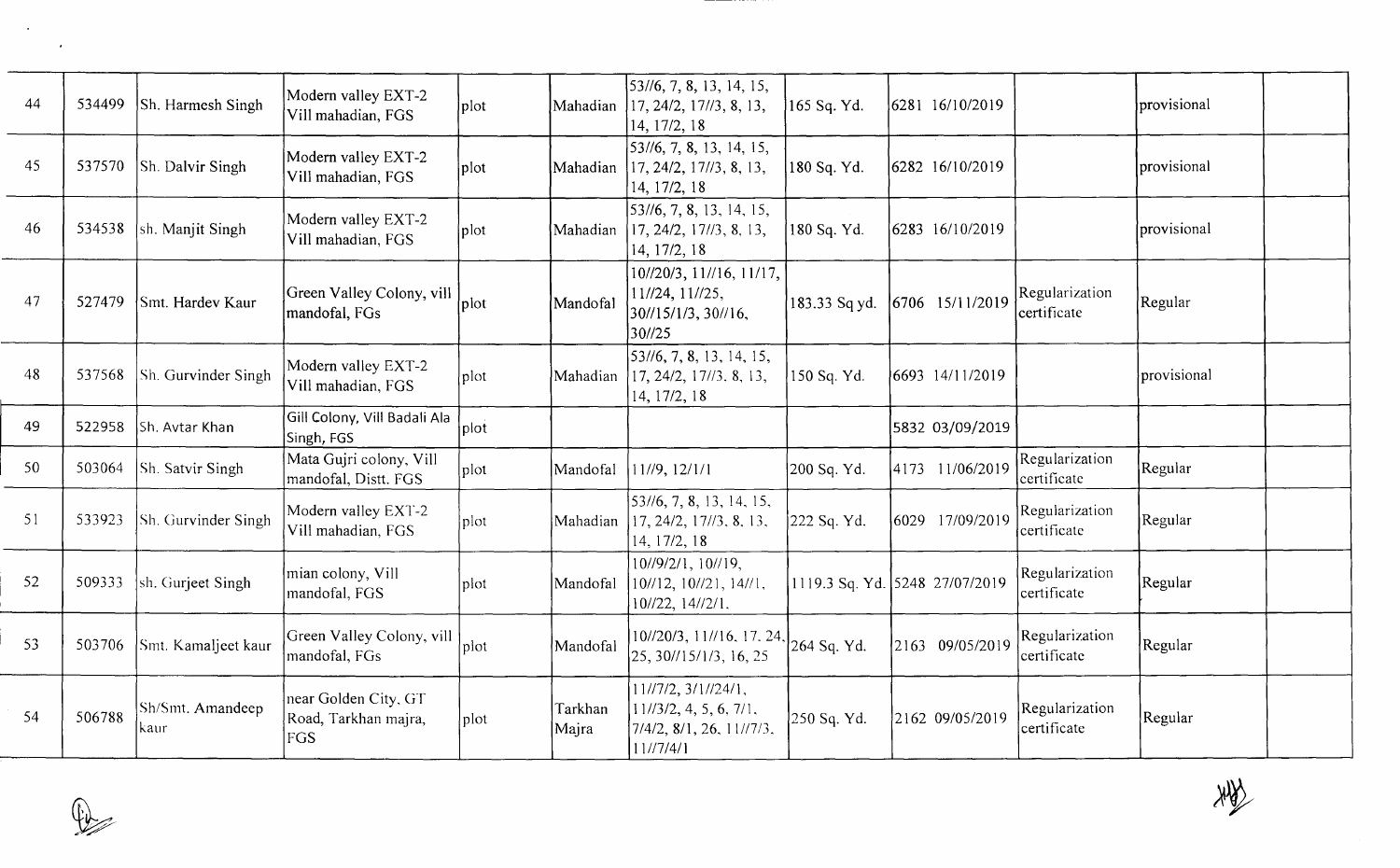| 44 | 534499 | Sh. Harmesh Singh | Modern valley EXT-2 Vill mahadian, FGS | plot | Mahadian | 53//6, 7, 8, 13, 14, 15, 17, 24/2, 17//3, 8, 13, 14, 17/2, 18 | 165 Sq. Yd. | 6281 16/10/2019 | | provisional | |
|---|---|---|---|---|---|---|---|---|---|---|---|
| 45 | 537570 | Sh. Dalvir Singh | Modern valley EXT-2 Vill mahadian, FGS | plot | Mahadian | 53//6, 7, 8, 13, 14, 15, 17, 24/2, 17//3, 8, 13, 14, 17/2, 18 | 180 Sq. Yd. | 6282 16/10/2019 | | provisional | |
| 46 | 534538 | sh. Manjit Singh | Modern valley EXT-2 Vill mahadian, FGS | plot | Mahadian | 53//6, 7, 8, 13, 14, 15, 17, 24/2, 17//3, 8, 13, 14, 17/2, 18 | 180 Sq. Yd. | 6283 16/10/2019 | | provisional | |
| 47 | 527479 | Smt. Hardev Kaur | Green Valley Colony, vill mandofal, FGs | plot | Mandofal | 10//20/3, 11//16, 11/17, 11//24, 11//25, 30//15/1/3, 30//16, 30//25 | 183.33 Sq yd. | 6706 15/11/2019 | Regularization certificate | Regular | |
| 48 | 537568 | Sh. Gurvinder Singh | Modern valley EXT-2 Vill mahadian, FGS | plot | Mahadian | 53//6, 7, 8, 13, 14, 15, 17, 24/2, 17//3, 8, 13, 14, 17/2, 18 | 150 Sq. Yd. | 6693 14/11/2019 | | provisional | |
| 49 | 522958 | Sh. Avtar Khan | Gill Colony, Vill Badali Ala Singh, FGS | plot | | | | 5832 03/09/2019 | | | |
| 50 | 503064 | Sh. Satvir Singh | Mata Gujri colony, Vill mandofal, Distt. FGS | plot | Mandofal | 11//9, 12/1/1 | 200 Sq. Yd. | 4173 11/06/2019 | Regularization certificate | Regular | |
| 51 | 533923 | Sh. Gurvinder Singh | Modern valley EXT-2 Vill mahadian, FGS | plot | Mahadian | 53//6, 7, 8, 13, 14, 15, 17, 24/2, 17//3, 8, 13, 14, 17/2, 18 | 222 Sq. Yd. | 6029 17/09/2019 | Regularization certificate | Regular | |
| 52 | 509333 | sh. Gurjeet Singh | mian colony, Vill mandofal, FGS | plot | Mandofal | 10//9/2/1, 10//19, 10//12, 10//21, 14//1, 10//22, 14//2/1. | 1119.3 Sq. Yd. | 5248 27/07/2019 | Regularization certificate | Regular | |
| 53 | 503706 | Smt. Kamaljeet kaur | Green Valley Colony, vill mandofal, FGs | plot | Mandofal | 10//20/3, 11//16, 17, 24, 25, 30//15/1/3, 16, 25 | 264 Sq. Yd. | 2163 09/05/2019 | Regularization certificate | Regular | |
| 54 | 506788 | Sh/Smt. Amandeep kaur | near Golden City, GT Road, Tarkhan majra, FGS | plot | Tarkhan Majra | 11//7/2, 3/1//24/1, 11//3/2, 4, 5, 6, 7/1, 7/4/2, 8/1, 26, 11//7/3, 11//7/4/1 | 250 Sq. Yd. | 2162 09/05/2019 | Regularization certificate | Regular | |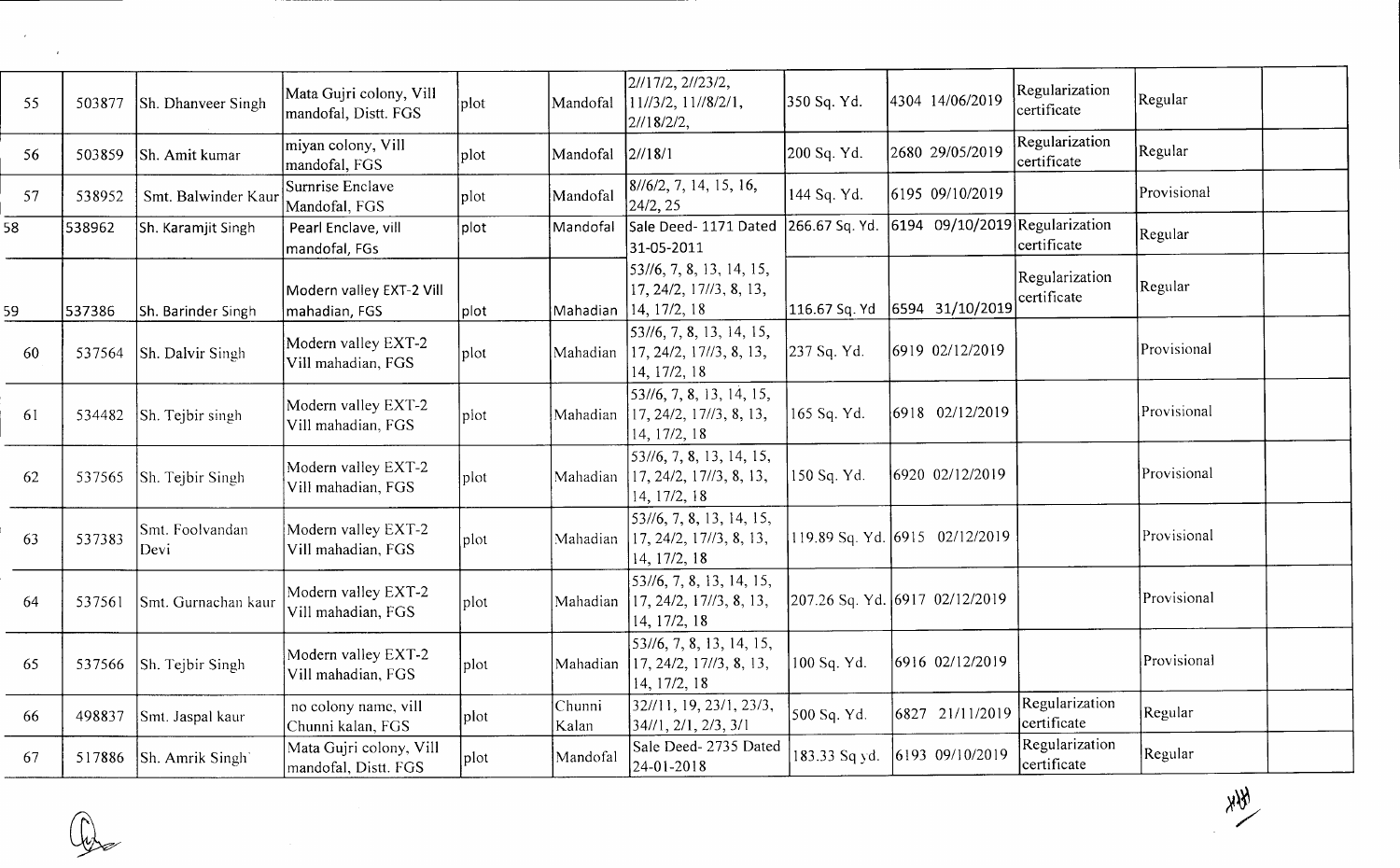| 55 | 503877 | Sh. Dhanveer Singh | Mata Gujri colony, Vill mandofal, Distt. FGS | plot | Mandofal | 2//17/2, 2//23/2, 11//3/2, 11//8/2/1, 2//18/2/2, | 350 Sq. Yd. | 4304 14/06/2019 | Regularization certificate | Regular | |
|---|---|---|---|---|---|---|---|---|---|---|---|
| 56 | 503859 | Sh. Amit kumar | miyan colony, Vill mandofal, FGS | plot | Mandofal | 2//18/1 | 200 Sq. Yd. | 2680 29/05/2019 | Regularization certificate | Regular | |
| 57 | 538952 | Smt. Balwinder Kaur | Sumrise Enclave Mandofal, FGS | plot | Mandofal | 8//6/2, 7, 14, 15, 16, 24/2, 25 | 144 Sq. Yd. | 6195 09/10/2019 | | Provisional | |
| 58 | 538962 | Sh. Karamjit Singh | Pearl Enclave, vill mandofal, FGs | plot | Mandofal | Sale Deed- 1171 Dated 31-05-2011 | 266.67 Sq. Yd. | 6194 09/10/2019 | Regularization certificate | Regular | |
| 59 | 537386 | Sh. Barinder Singh | Modern valley EXT-2 Vill mahadian, FGS | plot | Mahadian | 53//6, 7, 8, 13, 14, 15, 17, 24/2, 17//3, 8, 13, 14, 17/2, 18 | 116.67 Sq. Yd | 6594 31/10/2019 | Regularization certificate | Regular | |
| 60 | 537564 | Sh. Dalvir Singh | Modern valley EXT-2 Vill mahadian, FGS | plot | Mahadian | 53//6, 7, 8, 13, 14, 15, 17, 24/2, 17//3, 8, 13, 14, 17/2, 18 | 237 Sq. Yd. | 6919 02/12/2019 | | Provisional | |
| 61 | 534482 | Sh. Tejbir singh | Modern valley EXT-2 Vill mahadian, FGS | plot | Mahadian | 53//6, 7, 8, 13, 14, 15, 17, 24/2, 17//3, 8, 13, 14, 17/2, 18 | 165 Sq. Yd. | 6918 02/12/2019 | | Provisional | |
| 62 | 537565 | Sh. Tejbir Singh | Modern valley EXT-2 Vill mahadian, FGS | plot | Mahadian | 53//6, 7, 8, 13, 14, 15, 17, 24/2, 17//3, 8, 13, 14, 17/2, 18 | 150 Sq. Yd. | 6920 02/12/2019 | | Provisional | |
| 63 | 537383 | Smt. Foolvandan Devi | Modern valley EXT-2 Vill mahadian, FGS | plot | Mahadian | 53//6, 7, 8, 13, 14, 15, 17, 24/2, 17//3, 8, 13, 14, 17/2, 18 | 119.89 Sq. Yd. | 6915 02/12/2019 | | Provisional | |
| 64 | 537561 | Smt. Gurnachan kaur | Modern valley EXT-2 Vill mahadian, FGS | plot | Mahadian | 53//6, 7, 8, 13, 14, 15, 17, 24/2, 17//3, 8, 13, 14, 17/2, 18 | 207.26 Sq. Yd. | 6917 02/12/2019 | | Provisional | |
| 65 | 537566 | Sh. Tejbir Singh | Modern valley EXT-2 Vill mahadian, FGS | plot | Mahadian | 53//6, 7, 8, 13, 14, 15, 17, 24/2, 17//3, 8, 13, 14, 17/2, 18 | 100 Sq. Yd. | 6916 02/12/2019 | | Provisional | |
| 66 | 498837 | Smt. Jaspal kaur | no colony name, vill Chunni kalan, FGS | plot | Chunni Kalan | 32//11, 19, 23/1, 23/3, 34//1, 2/1, 2/3, 3/1 | 500 Sq. Yd. | 6827 21/11/2019 | Regularization certificate | Regular | |
| 67 | 517886 | Sh. Amrik Singh | Mata Gujri colony, Vill mandofal, Distt. FGS | plot | Mandofal | Sale Deed- 2735 Dated 24-01-2018 | 183.33 Sq yd. | 6193 09/10/2019 | Regularization certificate | Regular | |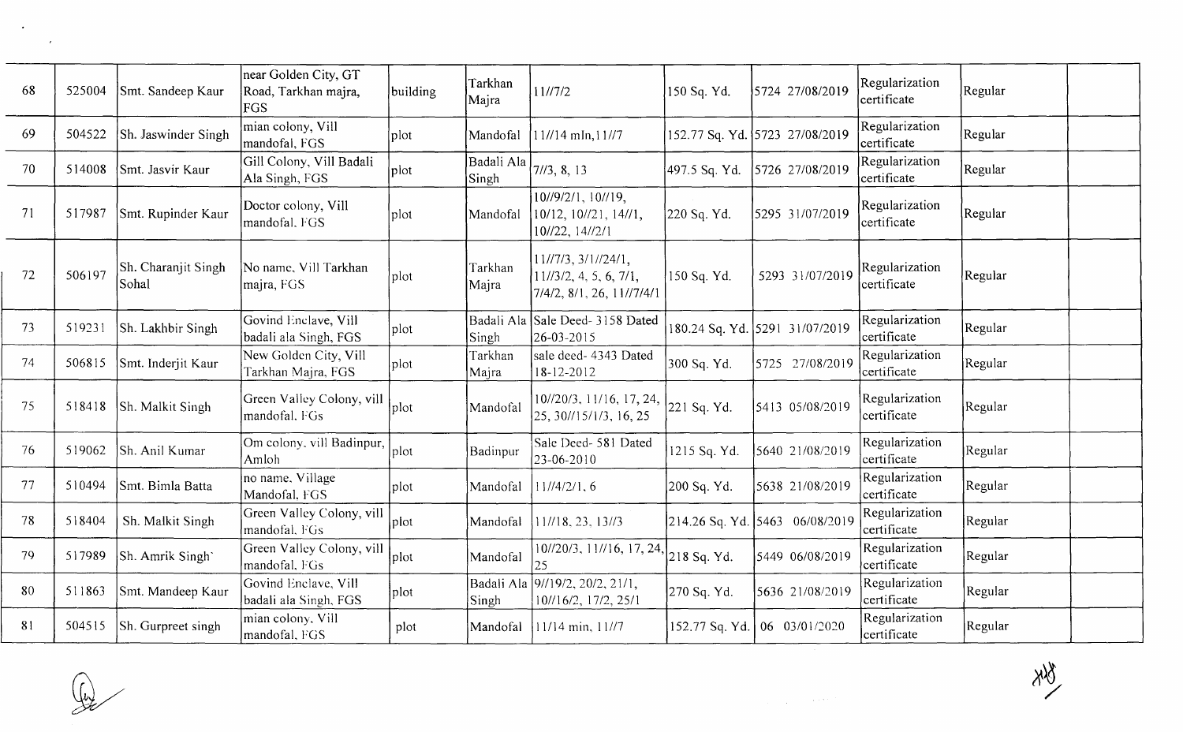| 68 | 525004 | Smt. Sandeep Kaur | near Golden City, GT Road, Tarkhan majra, FGS | building | Tarkhan Majra | 11//7/2 | 150 Sq. Yd. | 5724 27/08/2019 | Regularization certificate | Regular | |
|---|---|---|---|---|---|---|---|---|---|---|---|
| 69 | 504522 | Sh. Jaswinder Singh | mian colony, Vill mandofal, FGS | plot | Mandofal | 11//14 mln,11//7 | 152.77 Sq. Yd. | 5723 27/08/2019 | Regularization certificate | Regular | |
| 70 | 514008 | Smt. Jasvir Kaur | Gill Colony, Vill Badali Ala Singh, FGS | plot | Badali Ala Singh | 7//3, 8, 13 | 497.5 Sq. Yd. | 5726 27/08/2019 | Regularization certificate | Regular | |
| 71 | 517987 | Smt. Rupinder Kaur | Doctor colony, Vill mandofal, FGS | plot | Mandofal | 10//9/2/1, 10//19, 10/12, 10//21, 14//1, 10//22, 14//2/1 | 220 Sq. Yd. | 5295 31/07/2019 | Regularization certificate | Regular | |
| 72 | 506197 | Sh. Charanjit Singh Sohal | No name, Vill Tarkhan majra, FGS | plot | Tarkhan Majra | 11//7/3, 3/1//24/1, 11//3/2, 4, 5, 6, 7/1, 7/4/2, 8/1, 26, 11//7/4/1 | 150 Sq. Yd. | 5293 31/07/2019 | Regularization certificate | Regular | |
| 73 | 519231 | Sh. Lakhbir Singh | Govind Enclave, Vill badali ala Singh, FGS | plot | Badali Ala Singh | Sale Deed- 3158 Dated 26-03-2015 | 180.24 Sq. Yd. | 5291 31/07/2019 | Regularization certificate | Regular | |
| 74 | 506815 | Smt. Inderjit Kaur | New Golden City, Vill Tarkhan Majra, FGS | plot | Tarkhan Majra | sale deed- 4343 Dated 18-12-2012 | 300 Sq. Yd. | 5725 27/08/2019 | Regularization certificate | Regular | |
| 75 | 518418 | Sh. Malkit Singh | Green Valley Colony, vill mandofal, FGs | plot | Mandofal | 10//20/3, 11/16, 17, 24, 25, 30//15/1/3, 16, 25 | 221 Sq. Yd. | 5413 05/08/2019 | Regularization certificate | Regular | |
| 76 | 519062 | Sh. Anil Kumar | Om colony, vill Badinpur, Amloh | plot | Badinpur | Sale Deed- 581 Dated 23-06-2010 | 1215 Sq. Yd. | 5640 21/08/2019 | Regularization certificate | Regular | |
| 77 | 510494 | Smt. Bimla Batta | no name, Village Mandofal, FGS | plot | Mandofal | 11//4/2/1, 6 | 200 Sq. Yd. | 5638 21/08/2019 | Regularization certificate | Regular | |
| 78 | 518404 | Sh. Malkit Singh | Green Valley Colony, vill mandofal, FGs | plot | Mandofal | 11//18, 23, 13//3 | 214.26 Sq. Yd. | 5463 06/08/2019 | Regularization certificate | Regular | |
| 79 | 517989 | Sh. Amrik Singh` | Green Valley Colony, vill mandofal, FGs | plot | Mandofal | 10//20/3, 11//16, 17, 24, 25 | 218 Sq. Yd. | 5449 06/08/2019 | Regularization certificate | Regular | |
| 80 | 511863 | Smt. Mandeep Kaur | Govind Enclave, Vill badali ala Singh, FGS | plot | Badali Ala Singh | 9//19/2, 20/2, 21/1, 10//16/2, 17/2, 25/1 | 270 Sq. Yd. | 5636 21/08/2019 | Regularization certificate | Regular | |
| 81 | 504515 | Sh. Gurpreet singh | mian colony, Vill mandofal, FGS | plot | Mandofal | 11/14 min, 11//7 | 152.77 Sq. Yd. | 06 03/01/2020 | Regularization certificate | Regular | |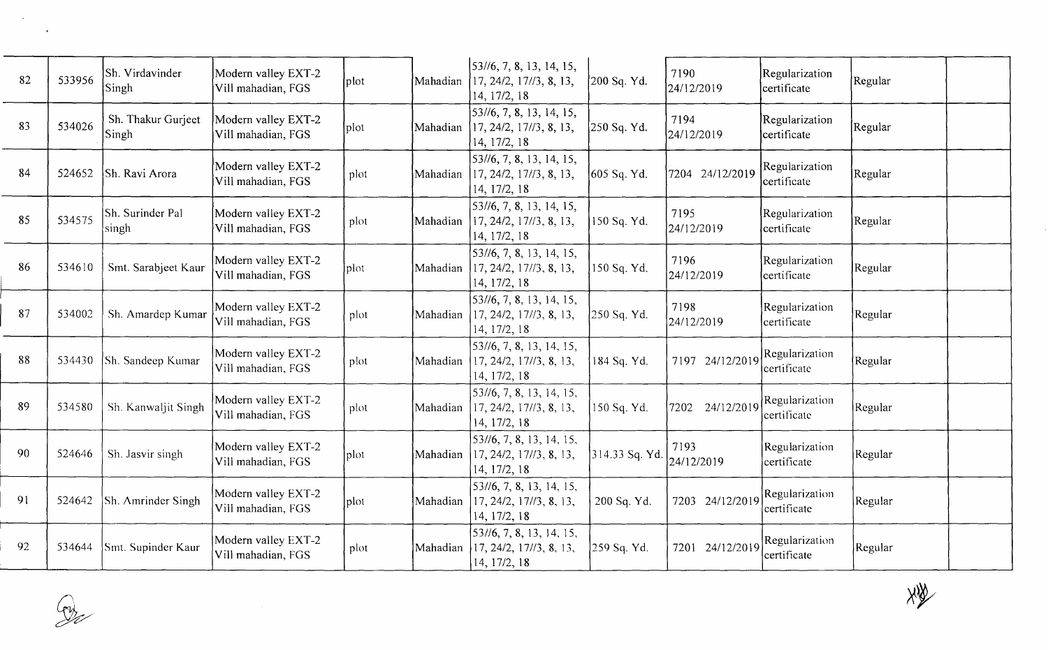| 82 | 533956 | Sh. Virdavinder Singh | Modern valley EXT-2 Vill mahadian, FGS | plot | Mahadian | 53//6, 7, 8, 13, 14, 15, 17, 24/2, 17//3, 8, 13, 14, 17/2, 18 | 200 Sq. Yd. | 7190 24/12/2019 | Regularization certificate | Regular | |
|---|---|---|---|---|---|---|---|---|---|---|---|
| 83 | 534026 | Sh. Thakur Gurjeet Singh | Modern valley EXT-2 Vill mahadian, FGS | plot | Mahadian | 53//6, 7, 8, 13, 14, 15, 17, 24/2, 17//3, 8, 13, 14, 17/2, 18 | 250 Sq. Yd. | 7194 24/12/2019 | Regularization certificate | Regular | |
| 84 | 524652 | Sh. Ravi Arora | Modern valley EXT-2 Vill mahadian, FGS | plot | Mahadian | 53//6, 7, 8, 13, 14, 15, 17, 24/2, 17//3, 8, 13, 14, 17/2, 18 | 605 Sq. Yd. | 7204 24/12/2019 | Regularization certificate | Regular | |
| 85 | 534575 | Sh. Surinder Pal singh | Modern valley EXT-2 Vill mahadian, FGS | plot | Mahadian | 53//6, 7, 8, 13, 14, 15, 17, 24/2, 17//3, 8, 13, 14, 17/2, 18 | 150 Sq. Yd. | 7195 24/12/2019 | Regularization certificate | Regular | |
| 86 | 534610 | Smt. Sarabjeet Kaur | Modern valley EXT-2 Vill mahadian, FGS | plot | Mahadian | 53//6, 7, 8, 13, 14, 15, 17, 24/2, 17//3, 8, 13, 14, 17/2, 18 | 150 Sq. Yd. | 7196 24/12/2019 | Regularization certificate | Regular | |
| 87 | 534002 | Sh. Amardep Kumar | Modern valley EXT-2 Vill mahadian, FGS | plot | Mahadian | 53//6, 7, 8, 13, 14, 15, 17, 24/2, 17//3, 8, 13, 14, 17/2, 18 | 250 Sq. Yd. | 7198 24/12/2019 | Regularization certificate | Regular | |
| 88 | 534430 | Sh. Sandeep Kumar | Modern valley EXT-2 Vill mahadian, FGS | plot | Mahadian | 53//6, 7, 8, 13, 14, 15, 17, 24/2, 17//3, 8, 13, 14, 17/2, 18 | 184 Sq. Yd. | 7197 24/12/2019 | Regularization certificate | Regular | |
| 89 | 534580 | Sh. Kanwaljit Singh | Modern valley EXT-2 Vill mahadian, FGS | plot | Mahadian | 53//6, 7, 8, 13, 14, 15, 17, 24/2, 17//3, 8, 13, 14, 17/2, 18 | 150 Sq. Yd. | 7202 24/12/2019 | Regularization certificate | Regular | |
| 90 | 524646 | Sh. Jasvir singh | Modern valley EXT-2 Vill mahadian, FGS | plot | Mahadian | 53//6, 7, 8, 13, 14, 15, 17, 24/2, 17//3, 8, 13, 14, 17/2, 18 | 314.33 Sq. Yd. | 7193 24/12/2019 | Regularization certificate | Regular | |
| 91 | 524642 | Sh. Amrinder Singh | Modern valley EXT-2 Vill mahadian, FGS | plot | Mahadian | 53//6, 7, 8, 13, 14, 15, 17, 24/2, 17//3, 8, 13, 14, 17/2, 18 | 200 Sq. Yd. | 7203 24/12/2019 | Regularization certificate | Regular | |
| 92 | 534644 | Smt. Supinder Kaur | Modern valley EXT-2 Vill mahadian, FGS | plot | Mahadian | 53//6, 7, 8, 13, 14, 15, 17, 24/2, 17//3, 8, 13, 14, 17/2, 18 | 259 Sq. Yd. | 7201 24/12/2019 | Regularization certificate | Regular | |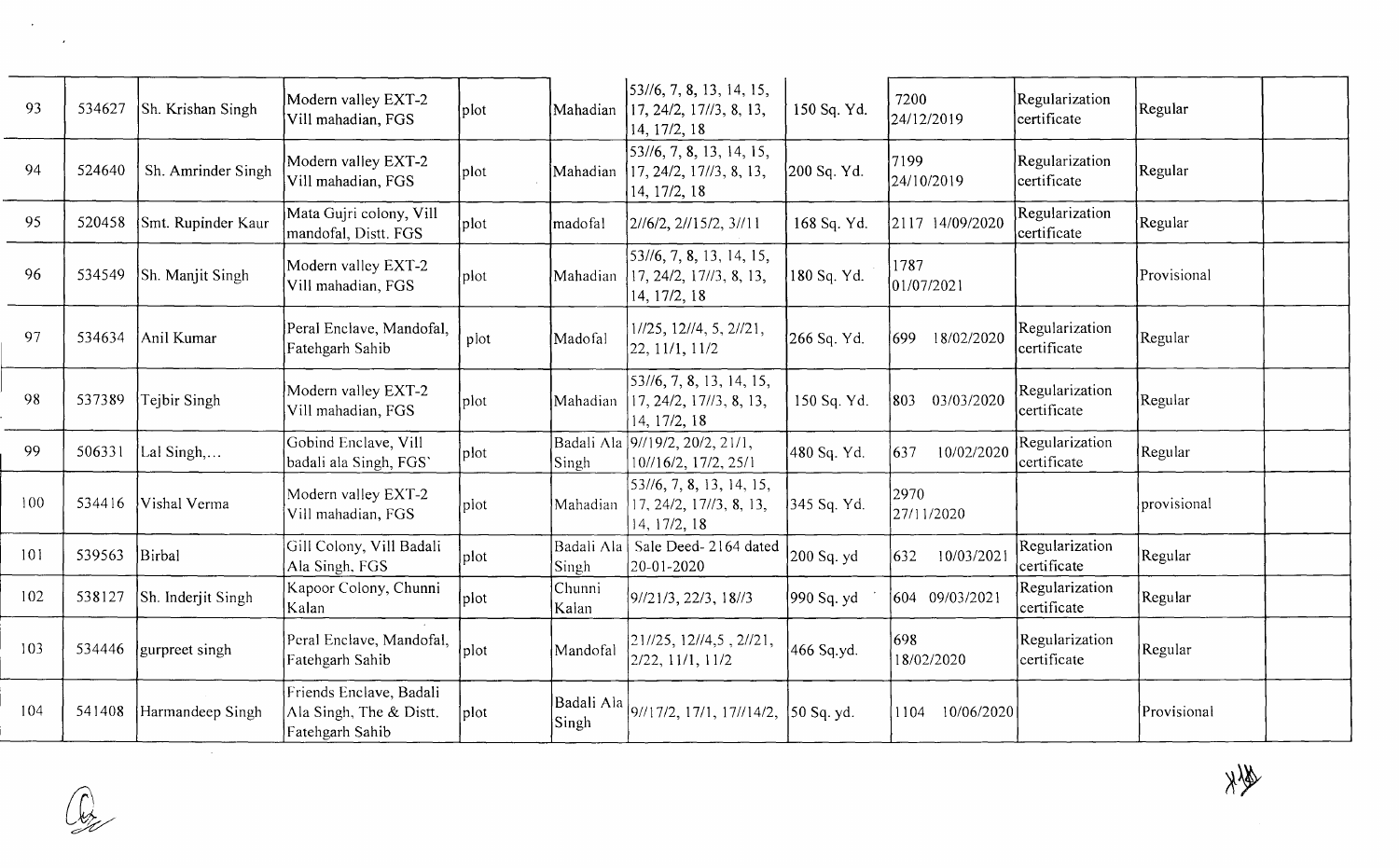| 93 | 534627 | Sh. Krishan Singh | Modern valley EXT-2 Vill mahadian, FGS | plot | Mahadian | 53//6, 7, 8, 13, 14, 15, 17, 24/2, 17//3, 8, 13, 14, 17/2, 18 | 150 Sq. Yd. | 7200 24/12/2019 | Regularization certificate | Regular | |
|---|---|---|---|---|---|---|---|---|---|---|---|
| 94 | 524640 | Sh. Amrinder Singh | Modern valley EXT-2 Vill mahadian, FGS | plot | Mahadian | 53//6, 7, 8, 13, 14, 15, 17, 24/2, 17//3, 8, 13, 14, 17/2, 18 | 200 Sq. Yd. | 7199 24/10/2019 | Regularization certificate | Regular | |
| 95 | 520458 | Smt. Rupinder Kaur | Mata Gujri colony, Vill mandofal, Distt. FGS | plot | madofal | 2//6/2, 2//15/2, 3//11 | 168 Sq. Yd. | 2117 14/09/2020 | Regularization certificate | Regular | |
| 96 | 534549 | Sh. Manjit Singh | Modern valley EXT-2 Vill mahadian, FGS | plot | Mahadian | 53//6, 7, 8, 13, 14, 15, 17, 24/2, 17//3, 8, 13, 14, 17/2, 18 | 180 Sq. Yd. | 1787 01/07/2021 | | Provisional | |
| 97 | 534634 | Anil Kumar | Peral Enclave, Mandofal, Fatehgarh Sahib | plot | Madofal | 1//25, 12//4, 5, 2//21, 22, 11/1, 11/2 | 266 Sq. Yd. | 699 18/02/2020 | Regularization certificate | Regular | |
| 98 | 537389 | Tejbir Singh | Modern valley EXT-2 Vill mahadian, FGS | plot | Mahadian | 53//6, 7, 8, 13, 14, 15, 17, 24/2, 17//3, 8, 13, 14, 17/2, 18 | 150 Sq. Yd. | 803 03/03/2020 | Regularization certificate | Regular | |
| 99 | 506331 | Lal Singh,... | Gobind Enclave, Vill badali ala Singh, FGS` | plot | Badali Ala Singh | 9//19/2, 20/2, 21/1, 10//16/2, 17/2, 25/1 | 480 Sq. Yd. | 637 10/02/2020 | Regularization certificate | Regular | |
| 100 | 534416 | Vishal Verma | Modern valley EXT-2 Vill mahadian, FGS | plot | Mahadian | 53//6, 7, 8, 13, 14, 15, 17, 24/2, 17//3, 8, 13, 14, 17/2, 18 | 345 Sq. Yd. | 2970 27/11/2020 | | provisional | |
| 101 | 539563 | Birbal | Gill Colony, Vill Badali Ala Singh, FGS | plot | Badali Ala Singh | Sale Deed- 2164 dated 20-01-2020 | 200 Sq. yd | 632 10/03/2021 | Regularization certificate | Regular | |
| 102 | 538127 | Sh. Inderjit Singh | Kapoor Colony, Chunni Kalan | plot | Chunni Kalan | 9//21/3, 22/3, 18//3 | 990 Sq. yd | 604 09/03/2021 | Regularization certificate | Regular | |
| 103 | 534446 | gurpreet singh | Peral Enclave, Mandofal, Fatehgarh Sahib | plot | Mandofal | 21//25, 12//4,5 , 2//21, 2/22, 11/1, 11/2 | 466 Sq.yd. | 698 18/02/2020 | Regularization certificate | Regular | |
| 104 | 541408 | Harmandeep Singh | Friends Enclave, Badali Ala Singh, The & Distt. Fatehgarh Sahib | plot | Badali Ala Singh | 9//17/2, 17/1, 17//14/2, | 50 Sq. yd. | 1104 10/06/2020 | | Provisional | |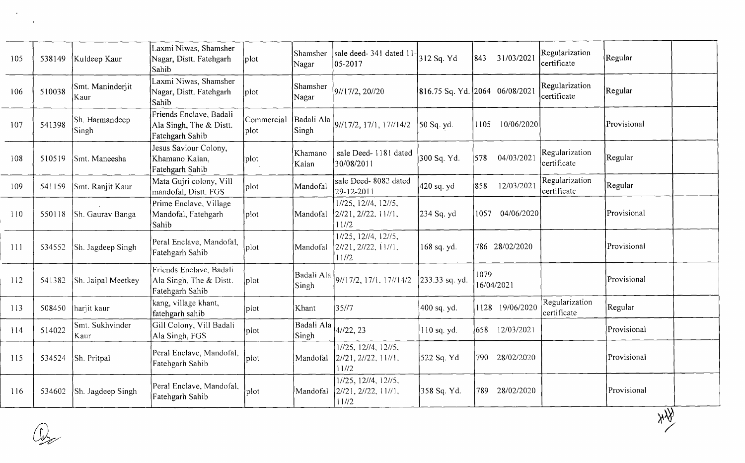| 105 | 538149 | Kuldeep Kaur | Laxmi Niwas, Shamsher Nagar, Distt. Fatehgarh Sahib | plot | Shamsher Nagar | sale deed- 341 dated 11-05-2017 | 312 Sq. Yd | 843 31/03/2021 | Regularization certificate | Regular | |
|---|---|---|---|---|---|---|---|---|---|---|---|
| 106 | 510038 | Smt. Maninderjit Kaur | Laxmi Niwas, Shamsher Nagar, Distt. Fatehgarh Sahib | plot | Shamsher Nagar | 9//17/2, 20//20 | 816.75 Sq. Yd. | 2064 06/08/2021 | Regularization certificate | Regular | |
| 107 | 541398 | Sh. Harmandeep Singh | Friends Enclave, Badali Ala Singh, The & Distt. Fatehgarh Sahib | Commercial plot | Badali Ala Singh | 9//17/2, 17/1, 17//14/2 | 50 Sq. yd. | 1105 10/06/2020 | | Provisional | |
| 108 | 510519 | Smt. Maneesha | Jesus Saviour Colony, Khamano Kalan, Fatehgarh Sahib | plot | Khamano Kalan | sale Deed- 1181 dated 30/08/2011 | 300 Sq. Yd. | 578 04/03/2021 | Regularization certificate | Regular | |
| 109 | 541159 | Smt. Ranjit Kaur | Mata Gujri colony, Vill mandofal, Distt. FGS | plot | Mandofal | sale Deed- 8082 dated 29-12-2011 | 420 sq. yd | 858 12/03/2021 | Regularization certificate | Regular | |
| 110 | 550118 | Sh. Gaurav Banga | Prime Enclave, Village Mandofal, Fatehgarh Sahib | plot | Mandofal | 1//25, 12//4, 12//5, 2//21, 2//22, 11//1, 11//2 | 234 Sq. yd | 1057 04/06/2020 | | Provisional | |
| 111 | 534552 | Sh. Jagdeep Singh | Peral Enclave, Mandofal, Fatehgarh Sahib | plot | Mandofal | 1//25, 12//4, 12//5, 2//21, 2//22, 11//1, 11//2 | 168 sq. yd. | 786 28/02/2020 | | Provisional | |
| 112 | 541382 | Sh. Jaipal Meetkey | Friends Enclave, Badali Ala Singh, The & Distt. Fatehgarh Sahib | plot | Badali Ala Singh | 9//17/2, 17/1, 17//14/2 | 233.33 sq. yd. | 1079 16/04/2021 | | Provisional | |
| 113 | 508450 | harjit kaur | kang, village khant, fatehgarh sahib | plot | Khant | 35//7 | 400 sq. yd. | 1128 19/06/2020 | Regularization certificate | Regular | |
| 114 | 514022 | Smt. Sukhvinder Kaur | Gill Colony, Vill Badali Ala Singh, FGS | plot | Badali Ala Singh | 4//22, 23 | 110 sq. yd. | 658 12/03/2021 | | Provisional | |
| 115 | 534524 | Sh. Pritpal | Peral Enclave, Mandofal, Fatehgarh Sahib | plot | Mandofal | 1//25, 12//4, 12//5, 2//21, 2//22, 11//1, 11//2 | 522 Sq. Yd | 790 28/02/2020 | | Provisional | |
| 116 | 534602 | Sh. Jagdeep Singh | Peral Enclave, Mandofal, Fatehgarh Sahib | plot | Mandofal | 1//25, 12//4, 12//5, 2//21, 2//22, 11//1, 11//2 | 358 Sq. Yd. | 789 28/02/2020 | | Provisional | |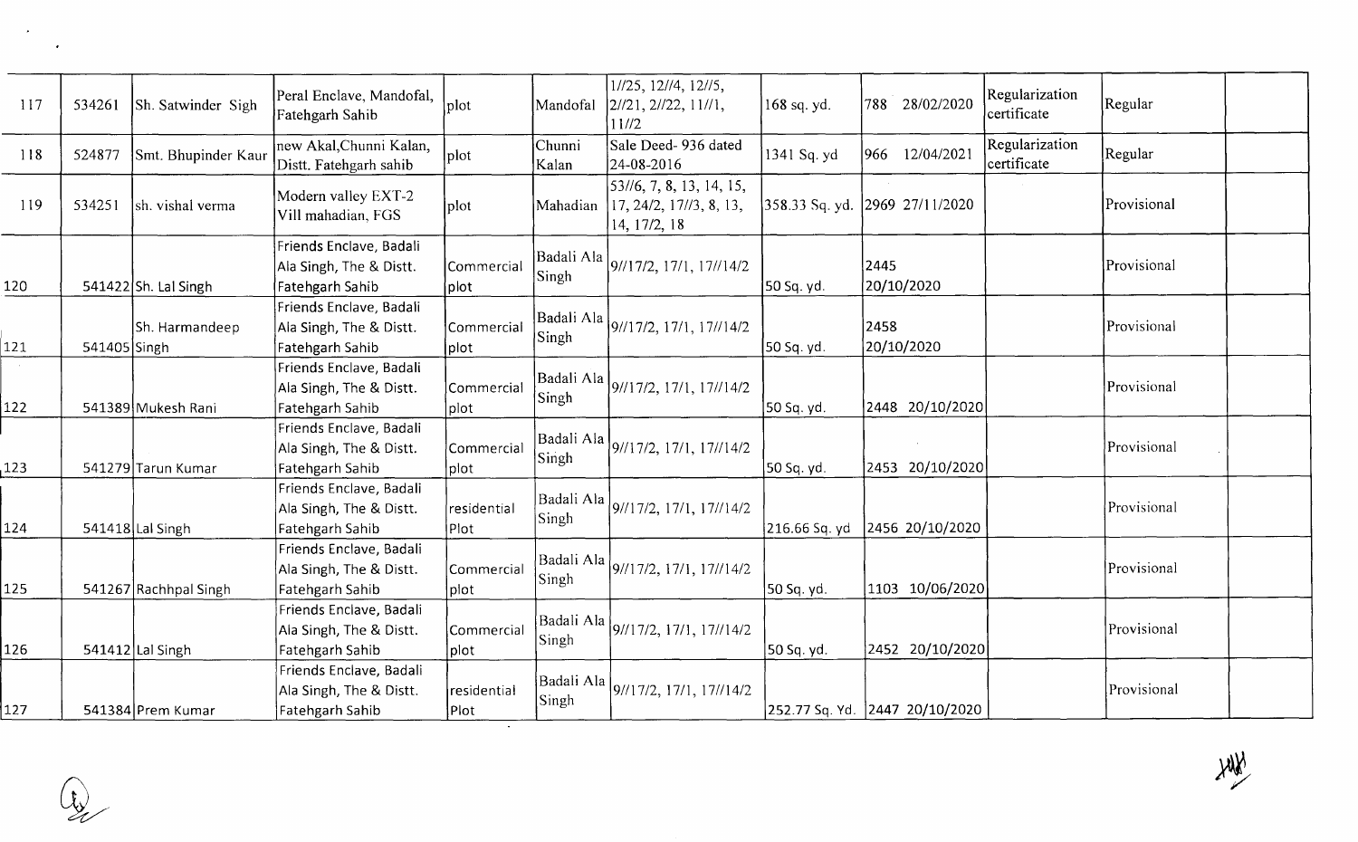| 117 | 534261 | Sh. Satwinder Sigh | Peral Enclave, Mandofal, Fatehgarh Sahib | plot | Mandofal | 1//25, 12//4, 12//5, 2//21, 2//22, 11//1, 11//2 | 168 sq. yd. | 788 28/02/2020 | Regularization certificate | Regular | |
|---|---|---|---|---|---|---|---|---|---|---|---|
| 118 | 524877 | Smt. Bhupinder Kaur | new Akal,Chunni Kalan, Distt. Fatehgarh sahib | plot | Chunni Kalan | Sale Deed- 936 dated 24-08-2016 | 1341 Sq. yd | 966 12/04/2021 | Regularization certificate | Regular | |
| 119 | 534251 | sh. vishal verma | Modern valley EXT-2 Vill mahadian, FGS | plot | Mahadian | 53//6, 7, 8, 13, 14, 15, 17, 24/2, 17//3, 8, 13, 14, 17/2, 18 | 358.33 Sq. yd. | 2969 27/11/2020 | | Provisional | |
| 120 | 541422 | Sh. Lal Singh | Friends Enclave, Badali Ala Singh, The & Distt. Fatehgarh Sahib | Commercial plot | Badali Ala Singh | 9//17/2, 17/1, 17//14/2 | 50 Sq. yd. | 2445 20/10/2020 | | Provisional | |
| 121 | 541405 | Sh. Harmandeep Singh | Friends Enclave, Badali Ala Singh, The & Distt. Fatehgarh Sahib | Commercial plot | Badali Ala Singh | 9//17/2, 17/1, 17//14/2 | 50 Sq. yd. | 2458 20/10/2020 | | Provisional | |
| 122 | 541389 | Mukesh Rani | Friends Enclave, Badali Ala Singh, The & Distt. Fatehgarh Sahib | Commercial plot | Badali Ala Singh | 9//17/2, 17/1, 17//14/2 | 50 Sq. yd. | 2448 20/10/2020 | | Provisional | |
| 123 | 541279 | Tarun Kumar | Friends Enclave, Badali Ala Singh, The & Distt. Fatehgarh Sahib | Commercial plot | Badali Ala Singh | 9//17/2, 17/1, 17//14/2 | 50 Sq. yd. | 2453 20/10/2020 | | Provisional | |
| 124 | 541418 | Lal Singh | Friends Enclave, Badali Ala Singh, The & Distt. Fatehgarh Sahib | residential Plot | Badali Ala Singh | 9//17/2, 17/1, 17//14/2 | 216.66 Sq. yd | 2456 20/10/2020 | | Provisional | |
| 125 | 541267 | Rachhpal Singh | Friends Enclave, Badali Ala Singh, The & Distt. Fatehgarh Sahib | Commercial plot | Badali Ala Singh | 9//17/2, 17/1, 17//14/2 | 50 Sq. yd. | 1103 10/06/2020 | | Provisional | |
| 126 | 541412 | Lal Singh | Friends Enclave, Badali Ala Singh, The & Distt. Fatehgarh Sahib | Commercial plot | Badali Ala Singh | 9//17/2, 17/1, 17//14/2 | 50 Sq. yd. | 2452 20/10/2020 | | Provisional | |
| 127 | 541384 | Prem Kumar | Friends Enclave, Badali Ala Singh, The & Distt. Fatehgarh Sahib | residential Plot | Badali Ala Singh | 9//17/2, 17/1, 17//14/2 | 252.77 Sq. Yd. | 2447 20/10/2020 | | Provisional | |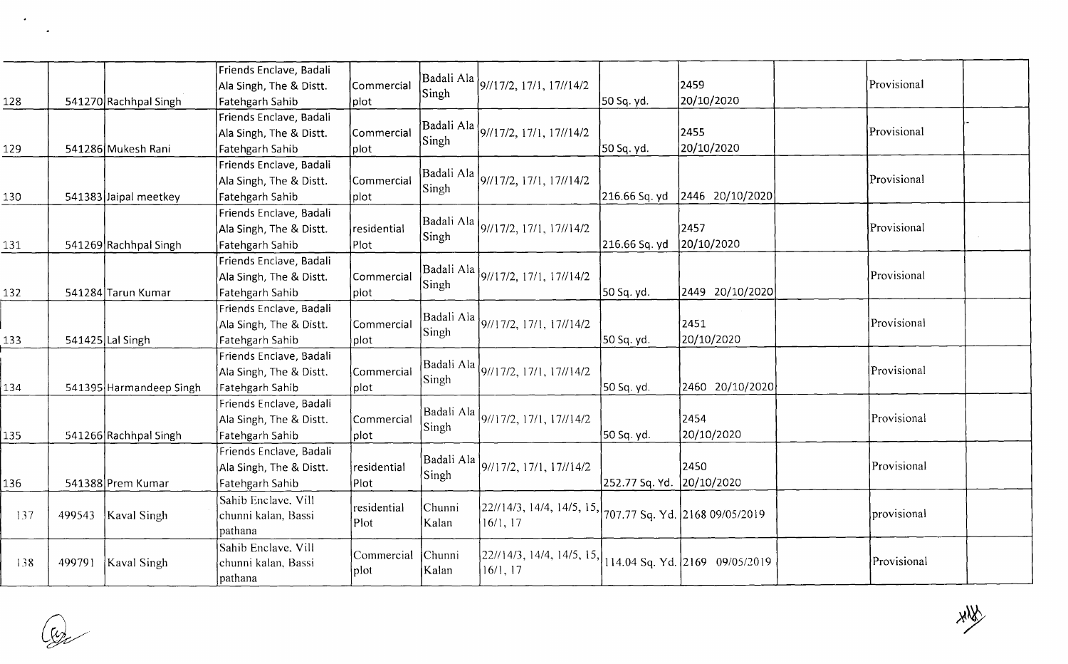|  |  |  |  |  |  |  |  |  |  |  |  |
|---|---|---|---|---|---|---|---|---|---|---|---|
| 128 | 541270 | Rachhpal Singh | Friends Enclave, Badali Ala Singh, The & Distt. Fatehgarh Sahib | Commercial plot | Badali Ala Singh | 9//17/2, 17/1, 17//14/2 | 50 Sq. yd. | 2459 20/10/2020 |  | Provisional |  |
| 129 | 541286 | Mukesh Rani | Friends Enclave, Badali Ala Singh, The & Distt. Fatehgarh Sahib | Commercial plot | Badali Ala Singh | 9//17/2, 17/1, 17//14/2 | 50 Sq. yd. | 2455 20/10/2020 |  | Provisional |  |
| 130 | 541383 | Jaipal meetkey | Friends Enclave, Badali Ala Singh, The & Distt. Fatehgarh Sahib | Commercial plot | Badali Ala Singh | 9//17/2, 17/1, 17//14/2 | 216.66 Sq. yd | 2446 20/10/2020 |  | Provisional |  |
| 131 | 541269 | Rachhpal Singh | Friends Enclave, Badali Ala Singh, The & Distt. Fatehgarh Sahib | residential Plot | Badali Ala Singh | 9//17/2, 17/1, 17//14/2 | 216.66 Sq. yd | 2457 20/10/2020 |  | Provisional |  |
| 132 | 541284 | Tarun Kumar | Friends Enclave, Badali Ala Singh, The & Distt. Fatehgarh Sahib | Commercial plot | Badali Ala Singh | 9//17/2, 17/1, 17//14/2 | 50 Sq. yd. | 2449 20/10/2020 |  | Provisional |  |
| 133 | 541425 | Lal Singh | Friends Enclave, Badali Ala Singh, The & Distt. Fatehgarh Sahib | Commercial plot | Badali Ala Singh | 9//17/2, 17/1, 17//14/2 | 50 Sq. yd. | 2451 20/10/2020 |  | Provisional |  |
| 134 | 541395 | Harmandeep Singh | Friends Enclave, Badali Ala Singh, The & Distt. Fatehgarh Sahib | Commercial plot | Badali Ala Singh | 9//17/2, 17/1, 17//14/2 | 50 Sq. yd. | 2460 20/10/2020 |  | Provisional |  |
| 135 | 541266 | Rachhpal Singh | Friends Enclave, Badali Ala Singh, The & Distt. Fatehgarh Sahib | Commercial plot | Badali Ala Singh | 9//17/2, 17/1, 17//14/2 | 50 Sq. yd. | 2454 20/10/2020 |  | Provisional |  |
| 136 | 541388 | Prem Kumar | Friends Enclave, Badali Ala Singh, The & Distt. Fatehgarh Sahib | residential Plot | Badali Ala Singh | 9//17/2, 17/1, 17//14/2 | 252.77 Sq. Yd. | 2450 20/10/2020 |  | Provisional |  |
| 137 | 499543 | Kaval Singh | Sahib Enclave, Vill chunni kalan, Bassi pathana | residential Plot | Chunni Kalan | 22//14/3, 14/4, 14/5, 15, 16/1, 17 | 707.77 Sq. Yd. | 2168 09/05/2019 |  | provisional |  |
| 138 | 499791 | Kaval Singh | Sahib Enclave, Vill chunni kalan, Bassi pathana | Commercial plot | Chunni Kalan | 22//14/3, 14/4, 14/5, 15, 16/1, 17 | 114.04 Sq. Yd. | 2169 09/05/2019 |  | Provisional |  |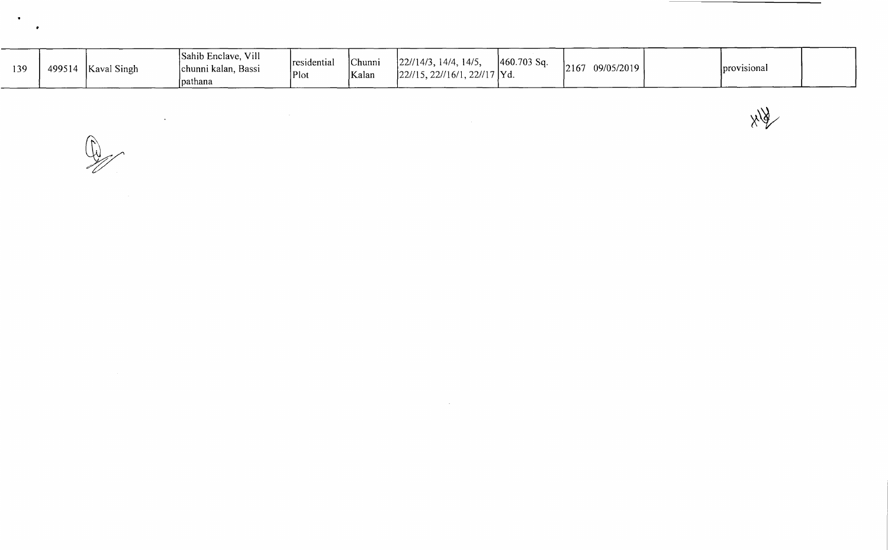| | | | | | | | | | | | | |
|---|---|---|---|---|---|---|---|---|---|---|---|---|
| 139 | 499514 | Kaval Singh | Sahib Enclave, Vill chunni kalan, Bassi pathana | residential Plot | Chunni Kalan | 22//14/3, 14/4, 14/5, 22//15, 22//16/1, 22//17 | 460.703 Sq. Yd. | 2167 | 09/05/2019 | | provisional | |